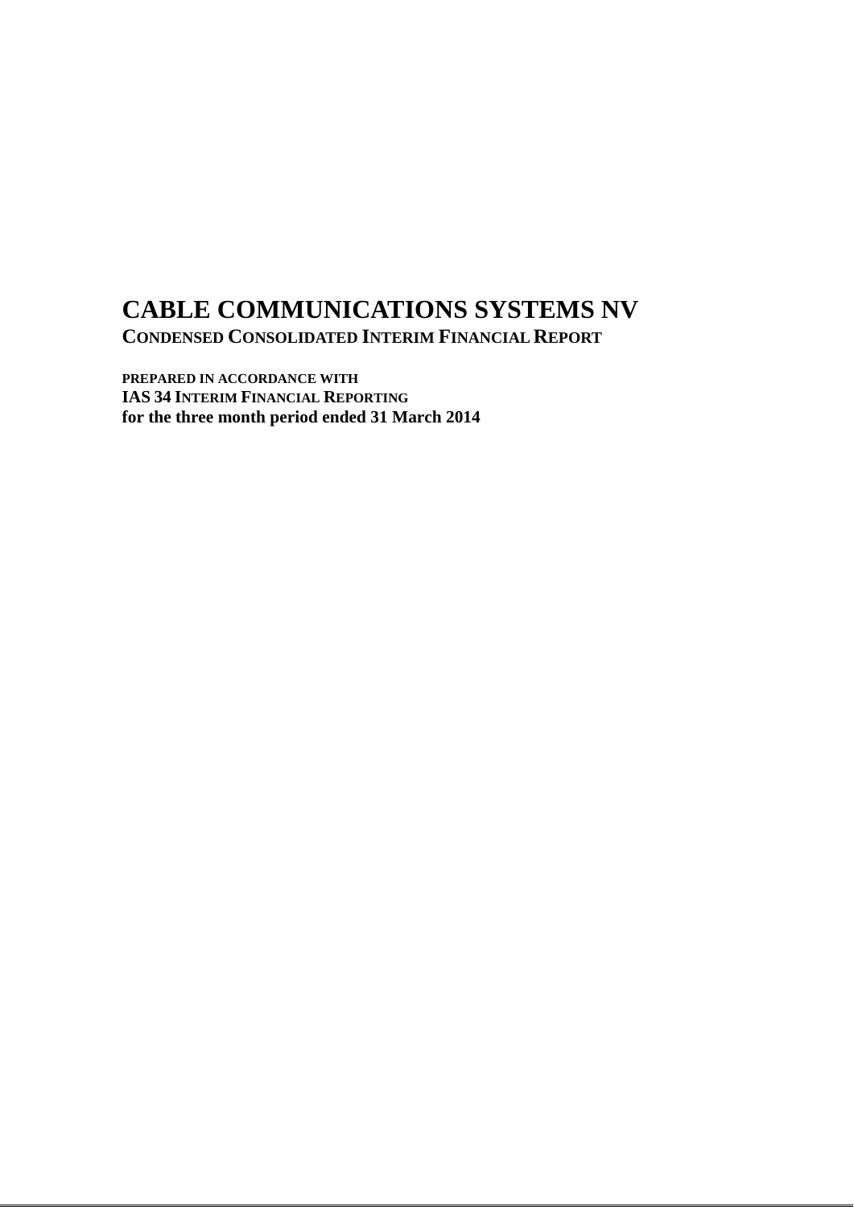# CABLE COMMUNICATIONS SYSTEMS NV

## CONDENSED CONSOLIDATED INTERIM FINANCIAL REPORT

**PREPARED IN ACCORDANCE WITH**
**IAS 34 INTERIM FINANCIAL REPORTING**
**for the three month period ended 31 March 2014**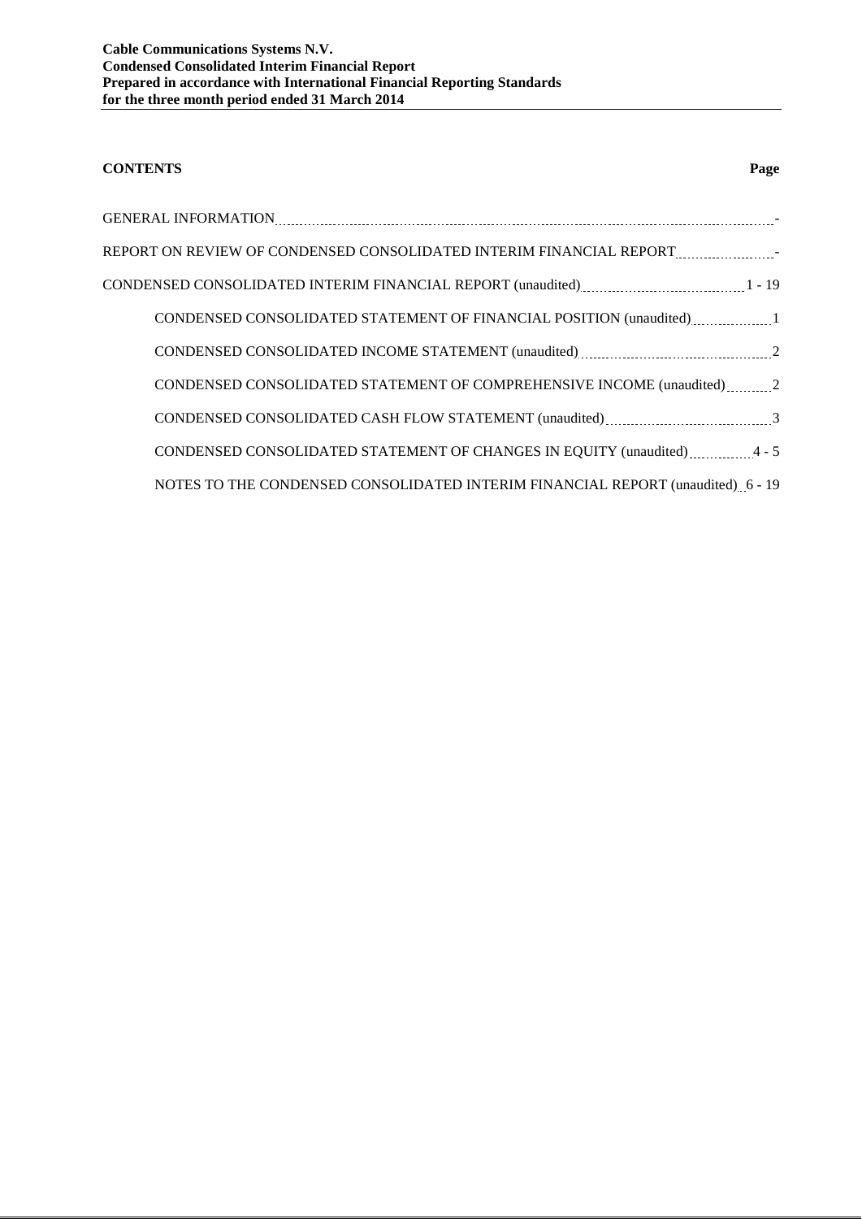**Cable Communications Systems N.V.**
**Condensed Consolidated Interim Financial Report**
**Prepared in accordance with International Financial Reporting Standards**
**for the three month period ended 31 March 2014**

| **CONTENTS** | **Page** |
|---|---|
| GENERAL INFORMATION | - |
| REPORT ON REVIEW OF CONDENSED CONSOLIDATED INTERIM FINANCIAL REPORT | - |
| CONDENSED CONSOLIDATED INTERIM FINANCIAL REPORT (unaudited) | 1 - 19 |
| CONDENSED CONSOLIDATED STATEMENT OF FINANCIAL POSITION (unaudited) | 1 |
| CONDENSED CONSOLIDATED INCOME STATEMENT (unaudited) | 2 |
| CONDENSED CONSOLIDATED STATEMENT OF COMPREHENSIVE INCOME (unaudited) | 2 |
| CONDENSED CONSOLIDATED CASH FLOW STATEMENT (unaudited) | 3 |
| CONDENSED CONSOLIDATED STATEMENT OF CHANGES IN EQUITY (unaudited) | 4 - 5 |
| NOTES TO THE CONDENSED CONSOLIDATED INTERIM FINANCIAL REPORT (unaudited) | 6 - 19 |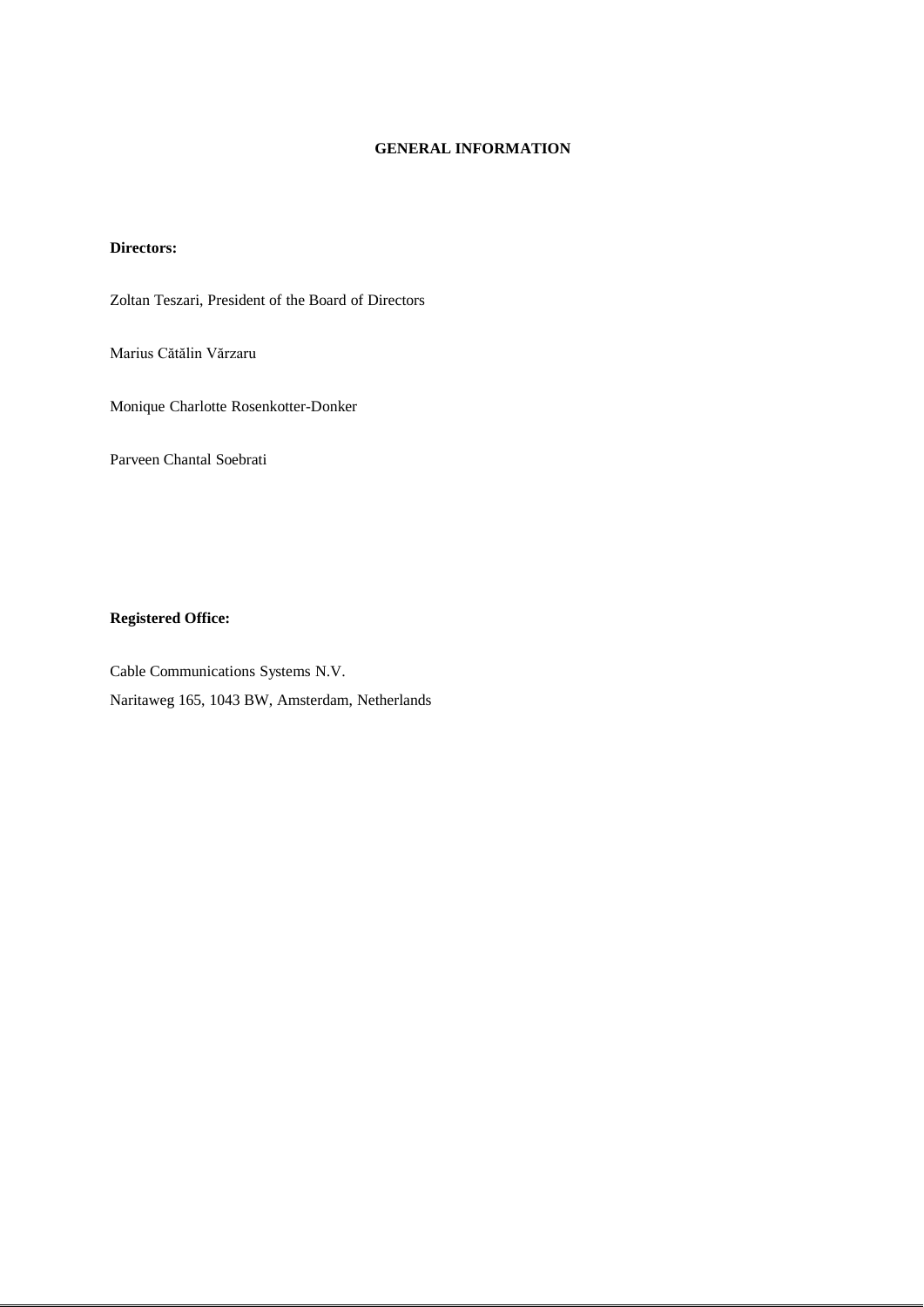# GENERAL INFORMATION

**Directors:**

Zoltan Teszari, President of the Board of Directors

Marius Cătălin Vărzaru

Monique Charlotte Rosenkotter-Donker

Parveen Chantal Soebrati

**Registered Office:**

Cable Communications Systems N.V.
Naritaweg 165, 1043 BW, Amsterdam, Netherlands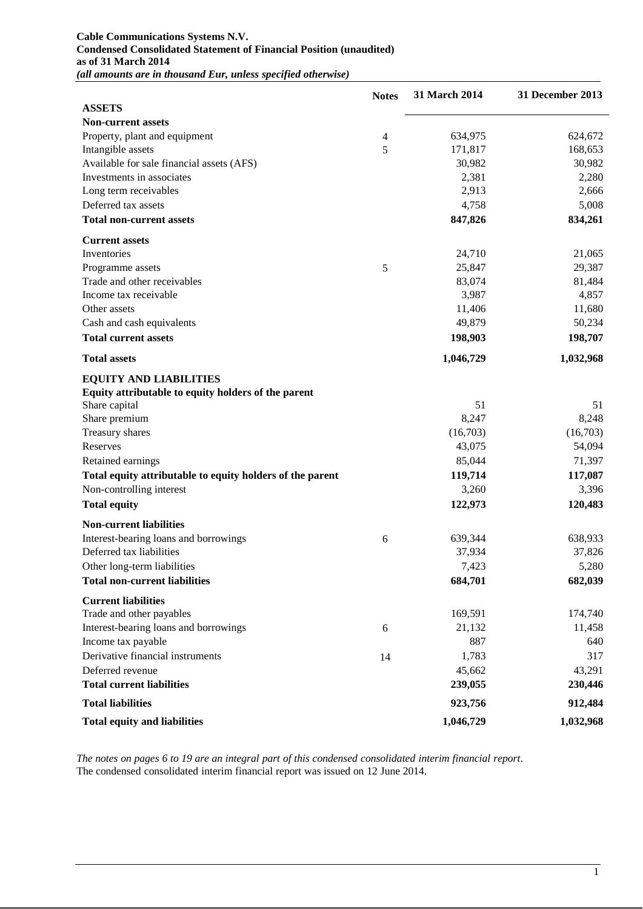**Cable Communications Systems N.V.**
**Condensed Consolidated Statement of Financial Position (unaudited)**
**as of 31 March 2014**
***(all amounts are in thousand Eur, unless specified otherwise)***

| | Notes | 31 March 2014 | 31 December 2013 |
|---|---|---|---|
| **ASSETS** | | | |
| **Non-current assets** | | | |
| Property, plant and equipment | 4 | 634,975 | 624,672 |
| Intangible assets | 5 | 171,817 | 168,653 |
| Available for sale financial assets (AFS) | | 30,982 | 30,982 |
| Investments in associates | | 2,381 | 2,280 |
| Long term receivables | | 2,913 | 2,666 |
| Deferred tax assets | | 4,758 | 5,008 |
| **Total non-current assets** | | **847,826** | **834,261** |
| **Current assets** | | | |
| Inventories | | 24,710 | 21,065 |
| Programme assets | 5 | 25,847 | 29,387 |
| Trade and other receivables | | 83,074 | 81,484 |
| Income tax receivable | | 3,987 | 4,857 |
| Other assets | | 11,406 | 11,680 |
| Cash and cash equivalents | | 49,879 | 50,234 |
| **Total current assets** | | **198,903** | **198,707** |
| **Total assets** | | **1,046,729** | **1,032,968** |
| **EQUITY AND LIABILITIES** | | | |
| **Equity attributable to equity holders of the parent** | | | |
| Share capital | | 51 | 51 |
| Share premium | | 8,247 | 8,248 |
| Treasury shares | | (16,703) | (16,703) |
| Reserves | | 43,075 | 54,094 |
| Retained earnings | | 85,044 | 71,397 |
| **Total equity attributable to equity holders of the parent** | | **119,714** | **117,087** |
| Non-controlling interest | | 3,260 | 3,396 |
| **Total equity** | | **122,973** | **120,483** |
| **Non-current liabilities** | | | |
| Interest-bearing loans and borrowings | 6 | 639,344 | 638,933 |
| Deferred tax liabilities | | 37,934 | 37,826 |
| Other long-term liabilities | | 7,423 | 5,280 |
| **Total non-current liabilities** | | **684,701** | **682,039** |
| **Current liabilities** | | | |
| Trade and other payables | | 169,591 | 174,740 |
| Interest-bearing loans and borrowings | 6 | 21,132 | 11,458 |
| Income tax payable | | 887 | 640 |
| Derivative financial instruments | 14 | 1,783 | 317 |
| Deferred revenue | | 45,662 | 43,291 |
| **Total current liabilities** | | **239,055** | **230,446** |
| **Total liabilities** | | **923,756** | **912,484** |
| **Total equity and liabilities** | | **1,046,729** | **1,032,968** |

*The notes on pages 6 to 19 are an integral part of this condensed consolidated interim financial report.*
The condensed consolidated interim financial report was issued on 12 June 2014.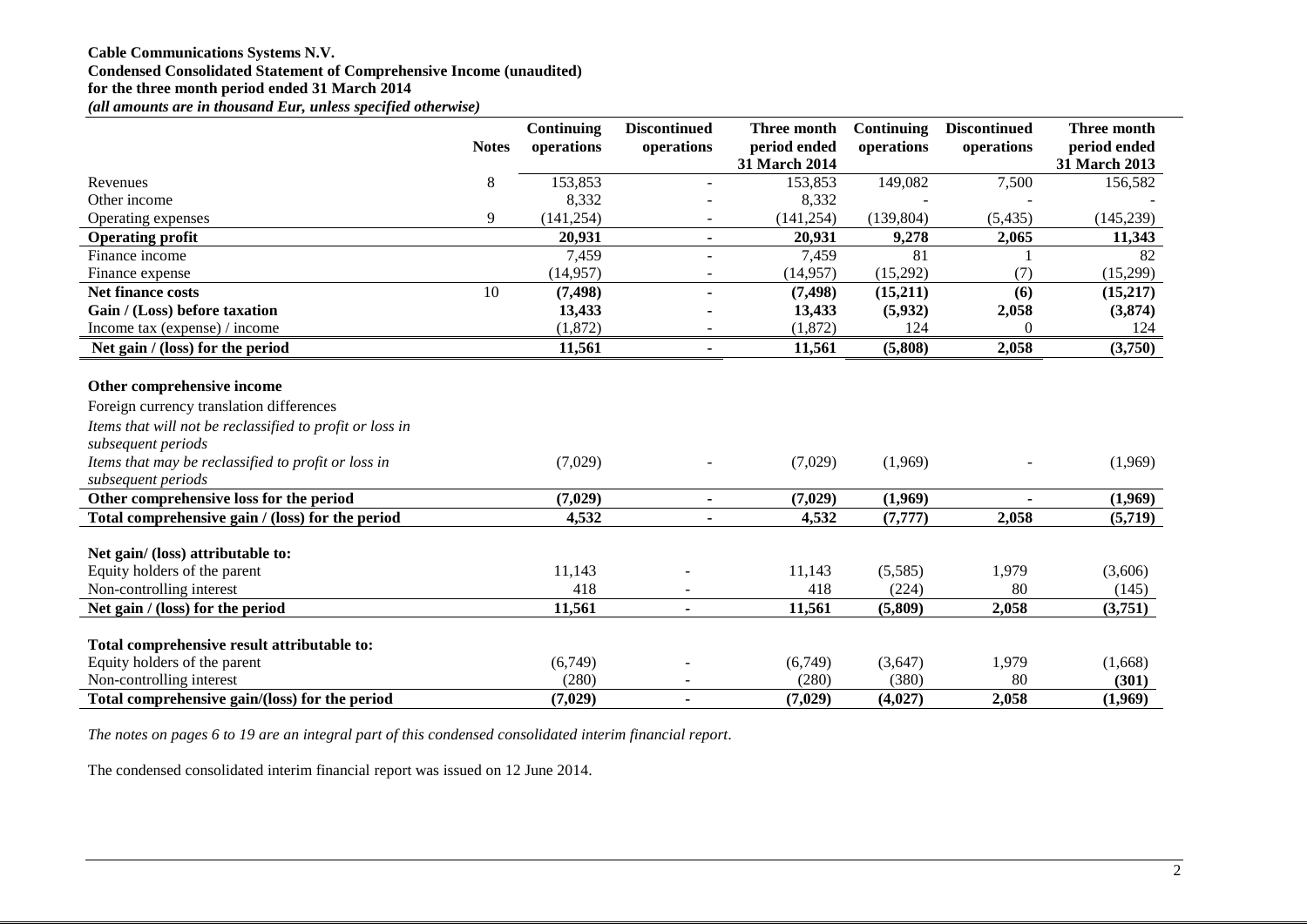**Cable Communications Systems N.V.**
**Condensed Consolidated Statement of Comprehensive Income (unaudited)**
**for the three month period ended 31 March 2014**
***(all amounts are in thousand Eur, unless specified otherwise)***

| | Notes | Continuing operations | Discontinued operations | Three month period ended 31 March 2014 | Continuing operations | Discontinued operations | Three month period ended 31 March 2013 |
|---|---|---|---|---|---|---|---|
| Revenues | 8 | 153,853 | - | 153,853 | 149,082 | 7,500 | 156,582 |
| Other income | | 8,332 | - | 8,332 | - | - | - |
| Operating expenses | 9 | (141,254) | - | (141,254) | (139,804) | (5,435) | (145,239) |
| **Operating profit** | | **20,931** | **-** | **20,931** | **9,278** | **2,065** | **11,343** |
| Finance income | | 7,459 | - | 7,459 | 81 | 1 | 82 |
| Finance expense | | (14,957) | - | (14,957) | (15,292) | (7) | (15,299) |
| **Net finance costs** | 10 | **(7,498)** | **-** | **(7,498)** | **(15,211)** | **(6)** | **(15,217)** |
| **Gain / (Loss) before taxation** | | **13,433** | **-** | **13,433** | **(5,932)** | **2,058** | **(3,874)** |
| Income tax (expense) / income | | (1,872) | - | (1,872) | 124 | 0 | 124 |
| **Net gain / (loss) for the period** | | **11,561** | **-** | **11,561** | **(5,808)** | **2,058** | **(3,750)** |
| | | | | | | | |
| **Other comprehensive income** | | | | | | | |
| Foreign currency translation differences | | | | | | | |
| *Items that will not be reclassified to profit or loss in subsequent periods* | | | | | | | |
| *Items that may be reclassified to profit or loss in subsequent periods* | | (7,029) | - | (7,029) | (1,969) | - | (1,969) |
| **Other comprehensive loss for the period** | | **(7,029)** | **-** | **(7,029)** | **(1,969)** | **-** | **(1,969)** |
| **Total comprehensive gain / (loss) for the period** | | **4,532** | **-** | **4,532** | **(7,777)** | **2,058** | **(5,719)** |
| | | | | | | | |
| **Net gain/ (loss) attributable to:** | | | | | | | |
| Equity holders of the parent | | 11,143 | - | 11,143 | (5,585) | 1,979 | (3,606) |
| Non-controlling interest | | 418 | - | 418 | (224) | 80 | (145) |
| **Net gain / (loss) for the period** | | **11,561** | **-** | **11,561** | **(5,809)** | **2,058** | **(3,751)** |
| | | | | | | | |
| **Total comprehensive result attributable to:** | | | | | | | |
| Equity holders of the parent | | (6,749) | - | (6,749) | (3,647) | 1,979 | (1,668) |
| Non-controlling interest | | (280) | - | (280) | (380) | 80 | **(301)** |
| **Total comprehensive gain/(loss) for the period** | | **(7,029)** | **-** | **(7,029)** | **(4,027)** | **2,058** | **(1,969)** |

*The notes on pages 6 to 19 are an integral part of this condensed consolidated interim financial report.*

The condensed consolidated interim financial report was issued on 12 June 2014.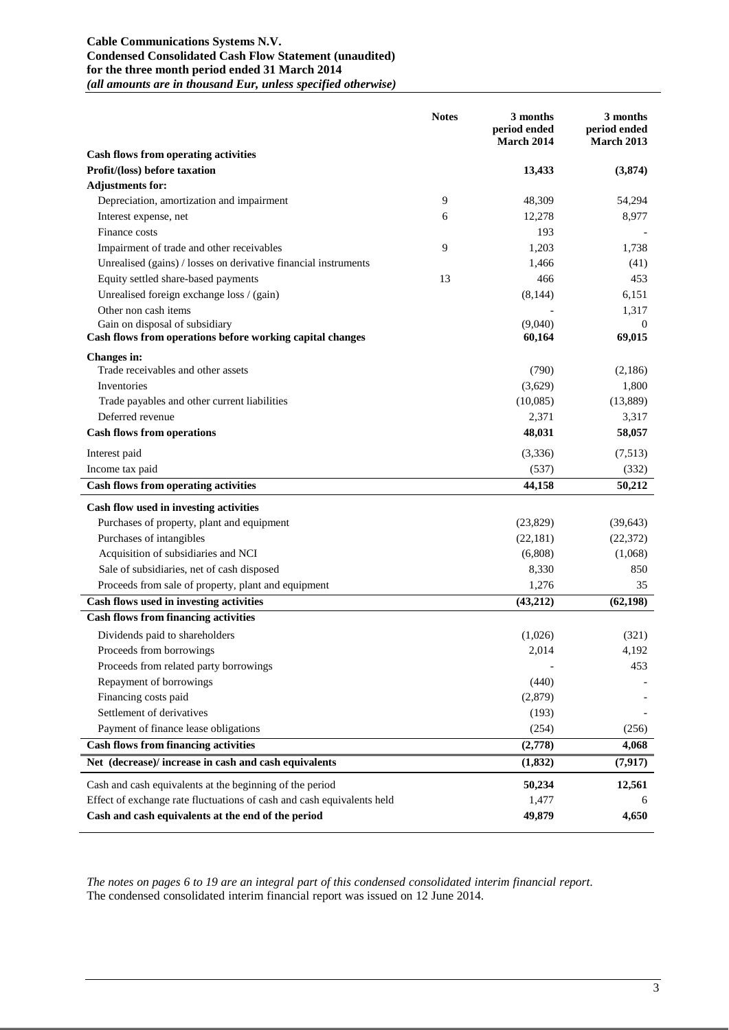**Cable Communications Systems N.V.**
**Condensed Consolidated Cash Flow Statement (unaudited)**
**for the three month period ended 31 March 2014**
***(all amounts are in thousand Eur, unless specified otherwise)***

| | Notes | 3 months period ended March 2014 | 3 months period ended March 2013 |
|---|---|---|---|
| **Cash flows from operating activities** | | | |
| **Profit/(loss) before taxation** | | **13,433** | **(3,874)** |
| **Adjustments for:** | | | |
| Depreciation, amortization and impairment | 9 | 48,309 | 54,294 |
| Interest expense, net | 6 | 12,278 | 8,977 |
| Finance costs | | 193 | - |
| Impairment of trade and other receivables | 9 | 1,203 | 1,738 |
| Unrealised (gains) / losses on derivative financial instruments | | 1,466 | (41) |
| Equity settled share-based payments | 13 | 466 | 453 |
| Unrealised foreign exchange loss / (gain) | | (8,144) | 6,151 |
| Other non cash items | | - | 1,317 |
| Gain on disposal of subsidiary | | (9,040) | 0 |
| **Cash flows from operations before working capital changes** | | **60,164** | **69,015** |
| **Changes in:** | | | |
| Trade receivables and other assets | | (790) | (2,186) |
| Inventories | | (3,629) | 1,800 |
| Trade payables and other current liabilities | | (10,085) | (13,889) |
| Deferred revenue | | 2,371 | 3,317 |
| **Cash flows from operations** | | **48,031** | **58,057** |
| Interest paid | | (3,336) | (7,513) |
| Income tax paid | | (537) | (332) |
| **Cash flows from operating activities** | | **44,158** | **50,212** |
| **Cash flow used in investing activities** | | | |
| Purchases of property, plant and equipment | | (23,829) | (39,643) |
| Purchases of intangibles | | (22,181) | (22,372) |
| Acquisition of subsidiaries and NCI | | (6,808) | (1,068) |
| Sale of subsidiaries, net of cash disposed | | 8,330 | 850 |
| Proceeds from sale of property, plant and equipment | | 1,276 | 35 |
| **Cash flows used in investing activities** | | **(43,212)** | **(62,198)** |
| **Cash flows from financing activities** | | | |
| Dividends paid to shareholders | | (1,026) | (321) |
| Proceeds from borrowings | | 2,014 | 4,192 |
| Proceeds from related party borrowings | | - | 453 |
| Repayment of borrowings | | (440) | - |
| Financing costs paid | | (2,879) | - |
| Settlement of derivatives | | (193) | - |
| Payment of finance lease obligations | | (254) | (256) |
| **Cash flows from financing activities** | | **(2,778)** | **4,068** |
| **Net (decrease)/ increase in cash and cash equivalents** | | **(1,832)** | **(7,917)** |
| Cash and cash equivalents at the beginning of the period | | **50,234** | **12,561** |
| Effect of exchange rate fluctuations of cash and cash equivalents held | | 1,477 | 6 |
| **Cash and cash equivalents at the end of the period** | | **49,879** | **4,650** |

*The notes on pages 6 to 19 are an integral part of this condensed consolidated interim financial report.*
The condensed consolidated interim financial report was issued on 12 June 2014.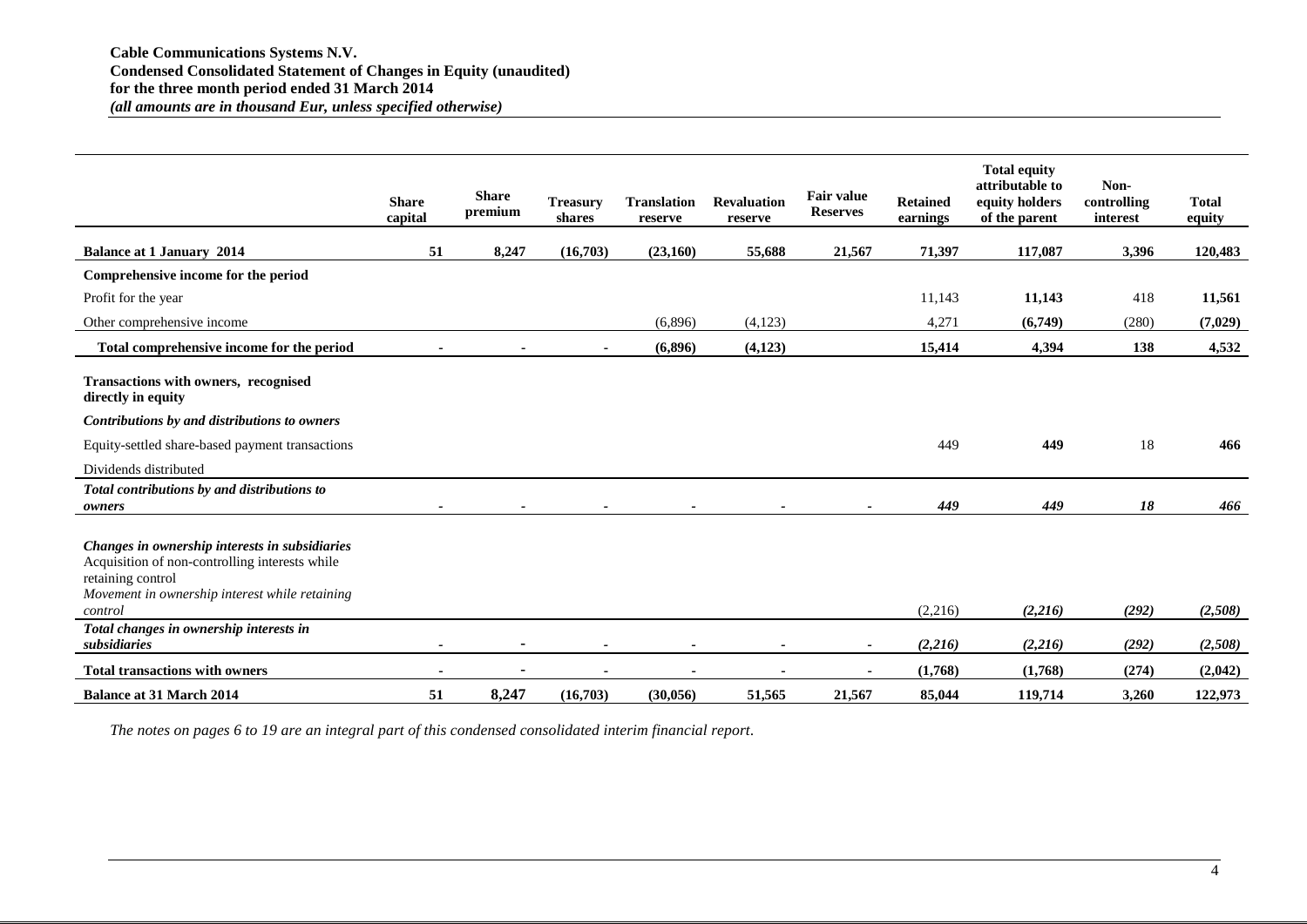**Cable Communications Systems N.V.**
**Condensed Consolidated Statement of Changes in Equity (unaudited)**
**for the three month period ended 31 March 2014**
***(all amounts are in thousand Eur, unless specified otherwise)***

| | Share capital | Share premium | Treasury shares | Translation reserve | Revaluation reserve | Fair value Reserves | Retained earnings | Total equity attributable to equity holders of the parent | Non-controlling interest | Total equity |
|---|---|---|---|---|---|---|---|---|---|---|
| **Balance at 1 January 2014** | **51** | **8,247** | **(16,703)** | **(23,160)** | **55,688** | **21,567** | **71,397** | **117,087** | **3,396** | **120,483** |
| **Comprehensive income for the period** | | | | | | | | | | |
| Profit for the year | | | | | | | 11,143 | **11,143** | 418 | **11,561** |
| Other comprehensive income | | | | (6,896) | (4,123) | | 4,271 | **(6,749)** | (280) | **(7,029)** |
| **Total comprehensive income for the period** | **-** | **-** | **-** | **(6,896)** | **(4,123)** | | **15,414** | **4,394** | **138** | **4,532** |
| **Transactions with owners, recognised directly in equity** | | | | | | | | | | |
| ***Contributions by and distributions to owners*** | | | | | | | | | | |
| Equity-settled share-based payment transactions | | | | | | | 449 | **449** | 18 | **466** |
| Dividends distributed | | | | | | | | | | |
| ***Total contributions by and distributions to owners*** | - | - | - | - | - | - | *449* | *449* | ***18*** | *466* |
| ***Changes in ownership interests in subsidiaries*** | | | | | | | | | | |
| Acquisition of non-controlling interests while retaining control | | | | | | | | | | |
| *Movement in ownership interest while retaining control* | | | | | | | (2,216) | *(2,216)* | *(292)* | *(2,508)* |
| ***Total changes in ownership interests in subsidiaries*** | - | - | - | - | - | - | *(2,216)* | *(2,216)* | *(292)* | *(2,508)* |
| **Total transactions with owners** | - | - | - | - | - | - | **(1,768)** | **(1,768)** | **(274)** | **(2,042)** |
| **Balance at 31 March 2014** | **51** | **8,247** | **(16,703)** | **(30,056)** | **51,565** | **21,567** | **85,044** | **119,714** | **3,260** | **122,973** |

*The notes on pages 6 to 19 are an integral part of this condensed consolidated interim financial report*.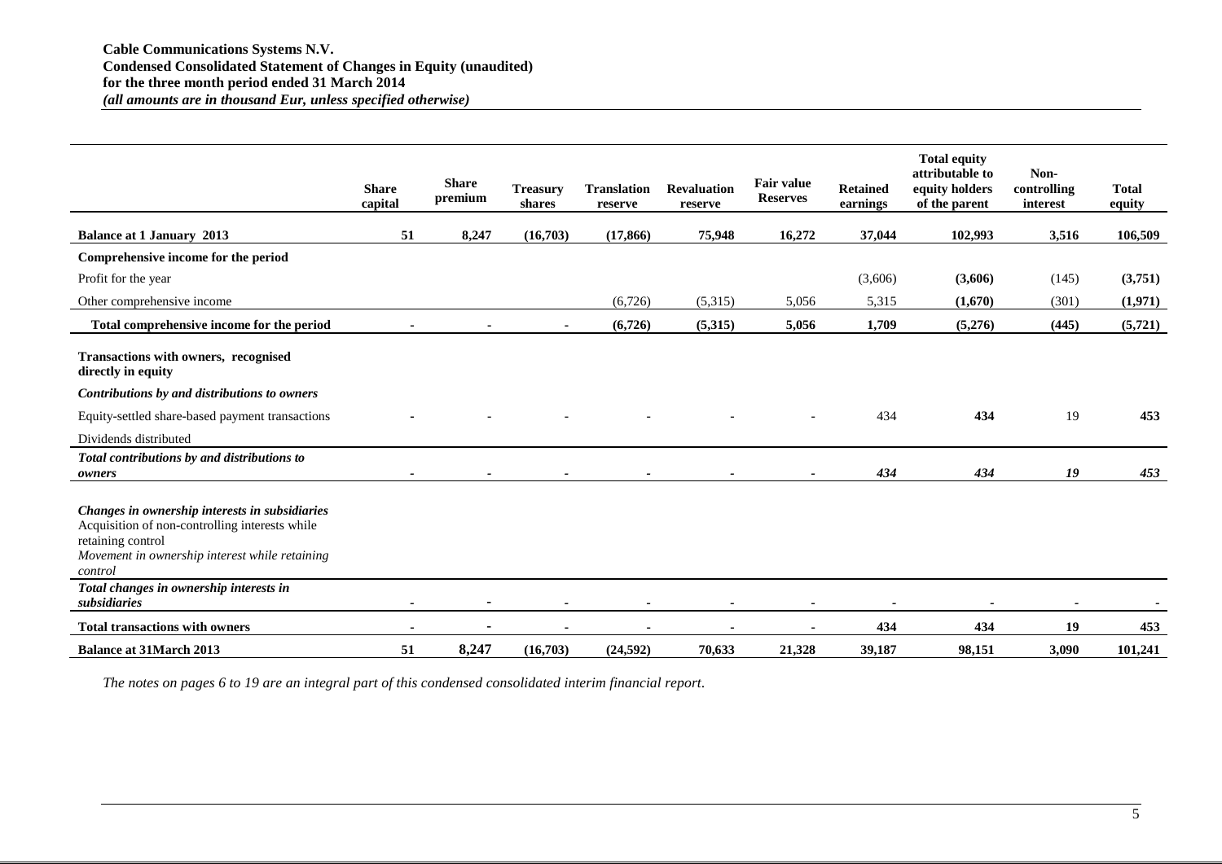**Cable Communications Systems N.V.**
**Condensed Consolidated Statement of Changes in Equity (unaudited)**
**for the three month period ended 31 March 2014**
***(all amounts are in thousand Eur, unless specified otherwise)***

| | Share capital | Share premium | Treasury shares | Translation reserve | Revaluation reserve | Fair value Reserves | Retained earnings | Total equity attributable to equity holders of the parent | Non-controlling interest | Total equity |
|---|---|---|---|---|---|---|---|---|---|---|
| **Balance at 1 January 2013** | **51** | **8,247** | **(16,703)** | **(17,866)** | **75,948** | **16,272** | **37,044** | **102,993** | **3,516** | **106,509** |
| **Comprehensive income for the period** | | | | | | | | | | |
| Profit for the year | | | | | | | (3,606) | **(3,606)** | (145) | **(3,751)** |
| Other comprehensive income | | | | (6,726) | (5,315) | 5,056 | 5,315 | **(1,670)** | (301) | **(1,971)** |
| **Total comprehensive income for the period** | **-** | **-** | **-** | **(6,726)** | **(5,315)** | **5,056** | **1,709** | **(5,276)** | **(445)** | **(5,721)** |
| **Transactions with owners, recognised directly in equity** | | | | | | | | | | |
| ***Contributions by and distributions to owners*** | | | | | | | | | | |
| Equity-settled share-based payment transactions | - | - | - | - | - | - | 434 | **434** | 19 | **453** |
| Dividends distributed | | | | | | | | | | |
| ***Total contributions by and distributions to owners*** | - | - | - | - | - | - | *434* | *434* | *19* | *453* |
| ***Changes in ownership interests in subsidiaries*** | | | | | | | | | | |
| Acquisition of non-controlling interests while retaining control | | | | | | | | | | |
| *Movement in ownership interest while retaining control* | | | | | | | | | | |
| ***Total changes in ownership interests in subsidiaries*** | - | - | - | - | - | - | - | - | - | - |
| **Total transactions with owners** | **-** | **-** | **-** | **-** | **-** | **-** | **434** | **434** | **19** | **453** |
| **Balance at 31March 2013** | **51** | **8,247** | **(16,703)** | **(24,592)** | **70,633** | **21,328** | **39,187** | **98,151** | **3,090** | **101,241** |

*The notes on pages 6 to 19 are an integral part of this condensed consolidated interim financial report.*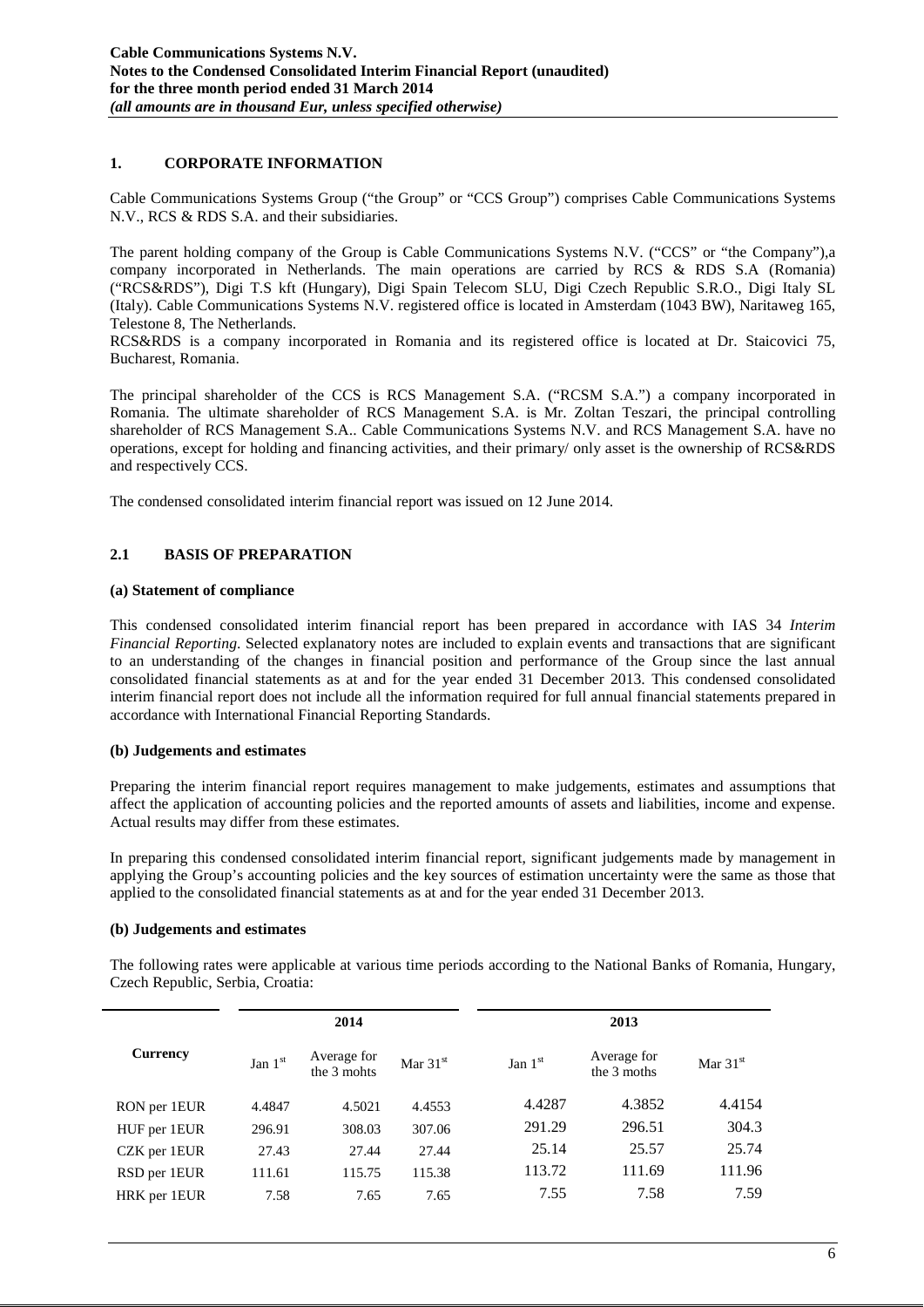**Cable Communications Systems N.V.**
**Notes to the Condensed Consolidated Interim Financial Report (unaudited)**
**for the three month period ended 31 March 2014**
***(all amounts are in thousand Eur, unless specified otherwise)***

## 1. CORPORATE INFORMATION

Cable Communications Systems Group ("the Group" or "CCS Group") comprises Cable Communications Systems N.V., RCS & RDS S.A. and their subsidiaries.

The parent holding company of the Group is Cable Communications Systems N.V. ("CCS" or "the Company"),a company incorporated in Netherlands. The main operations are carried by RCS & RDS S.A (Romania) ("RCS&RDS"), Digi T.S kft (Hungary), Digi Spain Telecom SLU, Digi Czech Republic S.R.O., Digi Italy SL (Italy). Cable Communications Systems N.V. registered office is located in Amsterdam (1043 BW), Naritaweg 165, Telestone 8, The Netherlands.
RCS&RDS is a company incorporated in Romania and its registered office is located at Dr. Staicovici 75, Bucharest, Romania.

The principal shareholder of the CCS is RCS Management S.A. ("RCSM S.A.") a company incorporated in Romania. The ultimate shareholder of RCS Management S.A. is Mr. Zoltan Teszari, the principal controlling shareholder of RCS Management S.A.. Cable Communications Systems N.V. and RCS Management S.A. have no operations, except for holding and financing activities, and their primary/ only asset is the ownership of RCS&RDS and respectively CCS.

The condensed consolidated interim financial report was issued on 12 June 2014.

## 2.1 BASIS OF PREPARATION

**(a) Statement of compliance**

This condensed consolidated interim financial report has been prepared in accordance with IAS 34 *Interim Financial Reporting*. Selected explanatory notes are included to explain events and transactions that are significant to an understanding of the changes in financial position and performance of the Group since the last annual consolidated financial statements as at and for the year ended 31 December 2013. This condensed consolidated interim financial report does not include all the information required for full annual financial statements prepared in accordance with International Financial Reporting Standards.

**(b) Judgements and estimates**

Preparing the interim financial report requires management to make judgements, estimates and assumptions that affect the application of accounting policies and the reported amounts of assets and liabilities, income and expense. Actual results may differ from these estimates.

In preparing this condensed consolidated interim financial report, significant judgements made by management in applying the Group's accounting policies and the key sources of estimation uncertainty were the same as those that applied to the consolidated financial statements as at and for the year ended 31 December 2013.

**(b) Judgements and estimates**

The following rates were applicable at various time periods according to the National Banks of Romania, Hungary, Czech Republic, Serbia, Croatia:

| | 2014 | | | 2013 | | |
|---|---|---|---|---|---|---|
| **Currency** | Jan 1st | Average for the 3 mohts | Mar 31st | Jan 1st | Average for the 3 moths | Mar 31st |
| RON per 1EUR | 4.4847 | 4.5021 | 4.4553 | 4.4287 | 4.3852 | 4.4154 |
| HUF per 1EUR | 296.91 | 308.03 | 307.06 | 291.29 | 296.51 | 304.3 |
| CZK per 1EUR | 27.43 | 27.44 | 27.44 | 25.14 | 25.57 | 25.74 |
| RSD per 1EUR | 111.61 | 115.75 | 115.38 | 113.72 | 111.69 | 111.96 |
| HRK per 1EUR | 7.58 | 7.65 | 7.65 | 7.55 | 7.58 | 7.59 |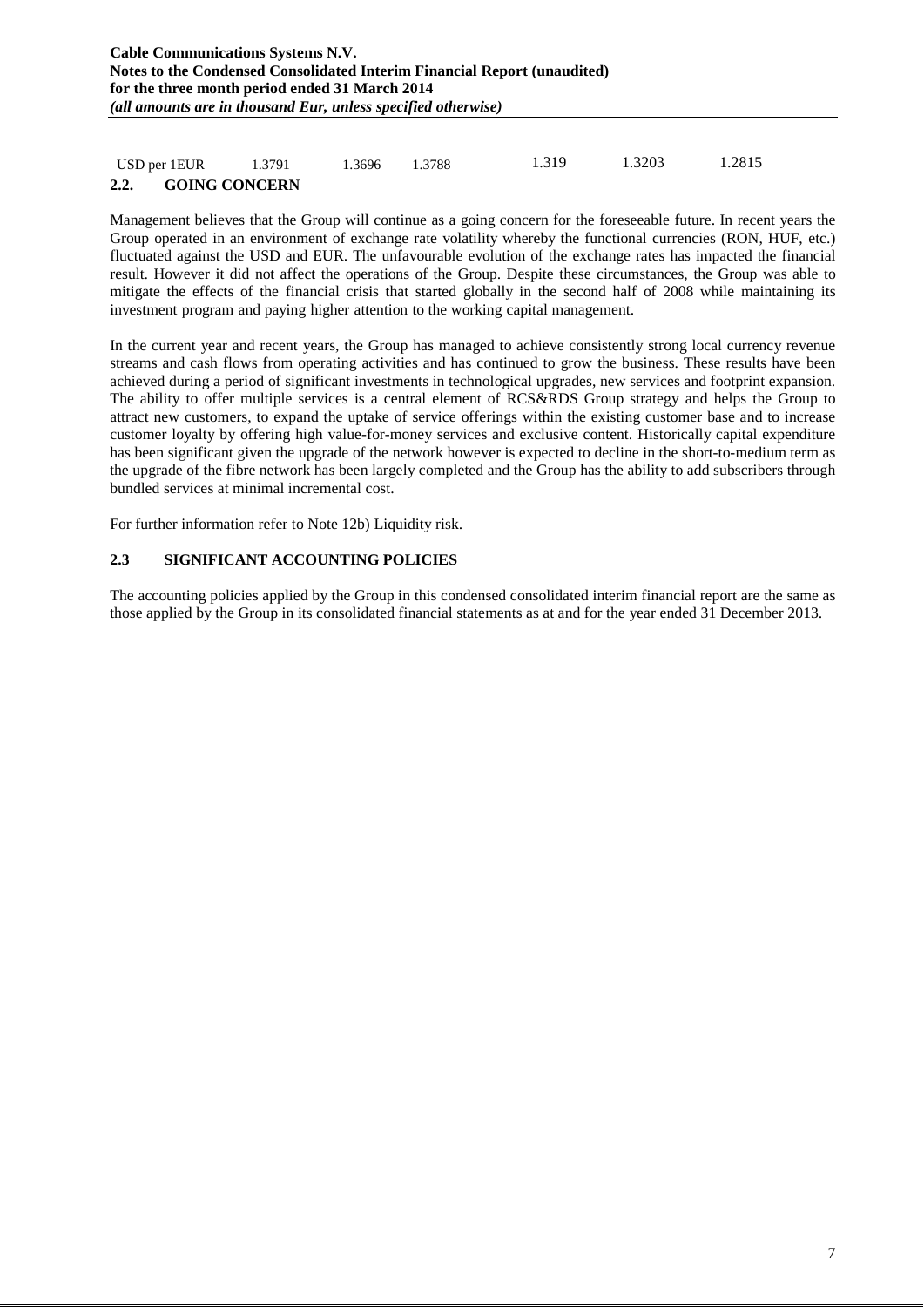| USD per 1EUR | 1.3791 | 1.3696 | 1.3788 | 1.319 | 1.3203 | 1.2815 |
|---|---|---|---|---|---|---|

## 2.2. GOING CONCERN

Management believes that the Group will continue as a going concern for the foreseeable future. In recent years the Group operated in an environment of exchange rate volatility whereby the functional currencies (RON, HUF, etc.) fluctuated against the USD and EUR. The unfavourable evolution of the exchange rates has impacted the financial result. However it did not affect the operations of the Group. Despite these circumstances, the Group was able to mitigate the effects of the financial crisis that started globally in the second half of 2008 while maintaining its investment program and paying higher attention to the working capital management.

In the current year and recent years, the Group has managed to achieve consistently strong local currency revenue streams and cash flows from operating activities and has continued to grow the business. These results have been achieved during a period of significant investments in technological upgrades, new services and footprint expansion. The ability to offer multiple services is a central element of RCS&RDS Group strategy and helps the Group to attract new customers, to expand the uptake of service offerings within the existing customer base and to increase customer loyalty by offering high value-for-money services and exclusive content. Historically capital expenditure has been significant given the upgrade of the network however is expected to decline in the short-to-medium term as the upgrade of the fibre network has been largely completed and the Group has the ability to add subscribers through bundled services at minimal incremental cost.

For further information refer to Note 12b) Liquidity risk.

## 2.3 SIGNIFICANT ACCOUNTING POLICIES

The accounting policies applied by the Group in this condensed consolidated interim financial report are the same as those applied by the Group in its consolidated financial statements as at and for the year ended 31 December 2013.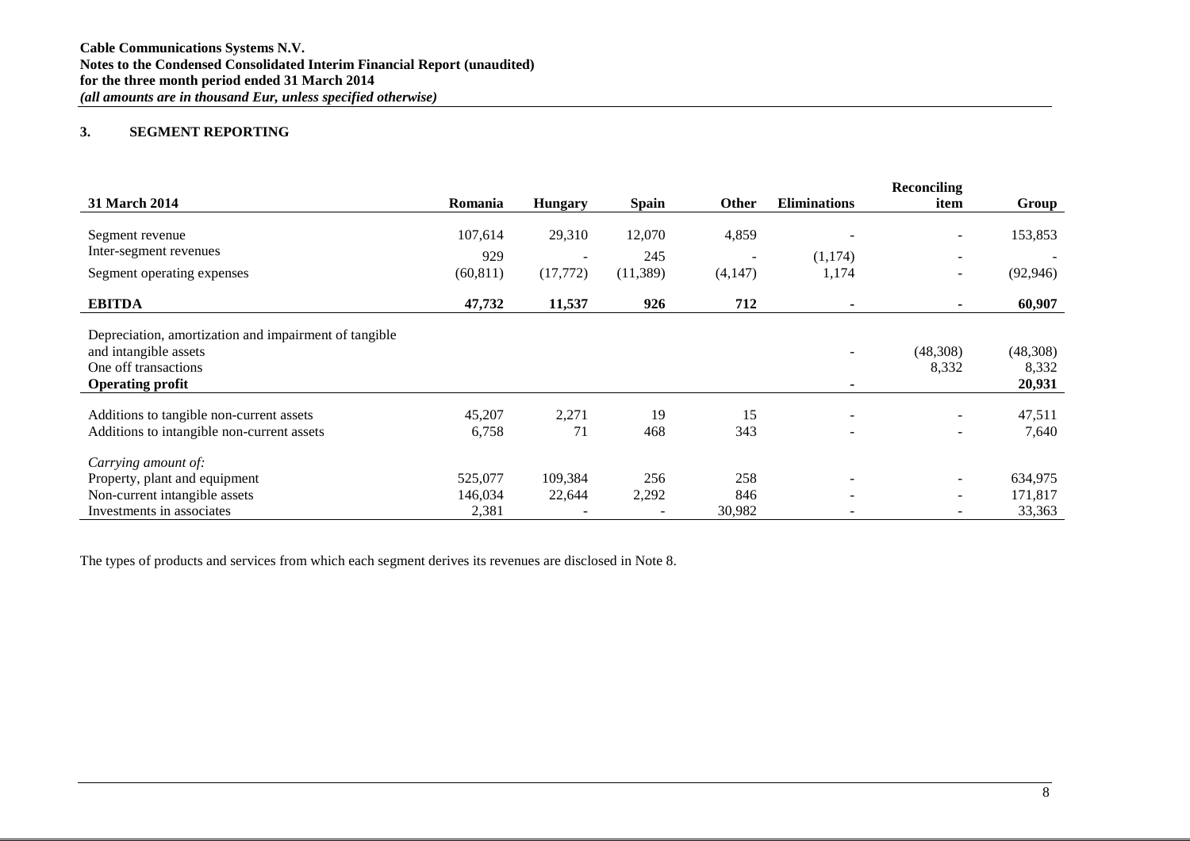Cable Communications Systems N.V.
Notes to the Condensed Consolidated Interim Financial Report (unaudited)
for the three month period ended 31 March 2014
*(all amounts are in thousand Eur, unless specified otherwise)*

## 3. SEGMENT REPORTING

| 31 March 2014 | Romania | Hungary | Spain | Other | Eliminations | Reconciling item | Group |
|---|---|---|---|---|---|---|---|
| Segment revenue | 107,614 | 29,310 | 12,070 | 4,859 | - | - | 153,853 |
| Inter-segment revenues | 929 | - | 245 | - | (1,174) | - | - |
| Segment operating expenses | (60,811) | (17,772) | (11,389) | (4,147) | 1,174 | - | (92,946) |
| **EBITDA** | **47,732** | **11,537** | **926** | **712** | **-** | **-** | **60,907** |
| Depreciation, amortization and impairment of tangible and intangible assets | | | | | - | (48,308) | (48,308) |
| One off transactions | | | | | | 8,332 | 8,332 |
| **Operating profit** | | | | | **-** | | **20,931** |
| Additions to tangible non-current assets | 45,207 | 2,271 | 19 | 15 | - | - | 47,511 |
| Additions to intangible non-current assets | 6,758 | 71 | 468 | 343 | - | - | 7,640 |
| *Carrying amount of:* | | | | | | | |
| Property, plant and equipment | 525,077 | 109,384 | 256 | 258 | - | - | 634,975 |
| Non-current intangible assets | 146,034 | 22,644 | 2,292 | 846 | - | - | 171,817 |
| Investments in associates | 2,381 | - | - | 30,982 | - | - | 33,363 |

The types of products and services from which each segment derives its revenues are disclosed in Note 8.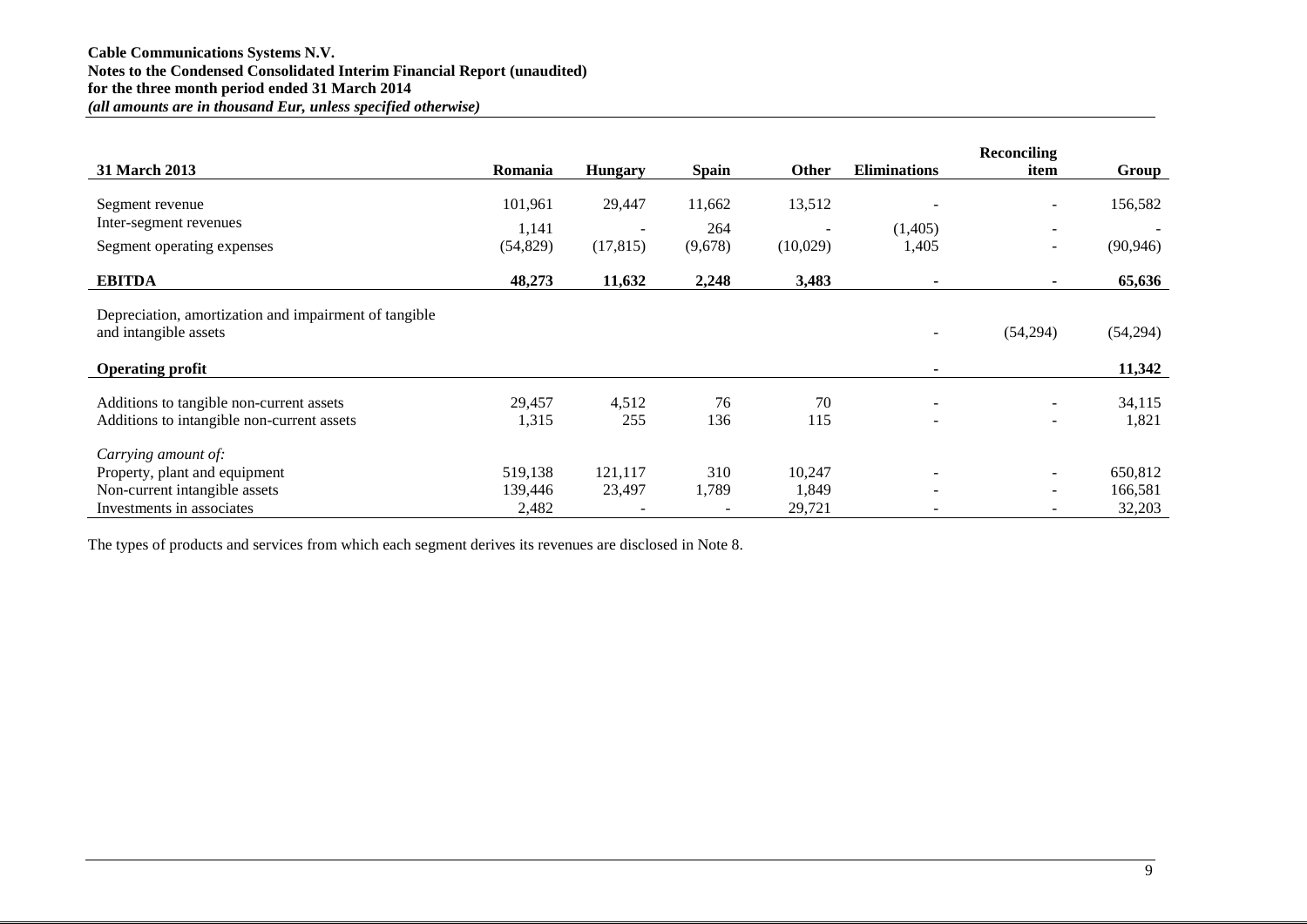| 31 March 2013 | Romania | Hungary | Spain | Other | Eliminations | Reconciling item | Group |
|---|---|---|---|---|---|---|---|
| Segment revenue | 101,961 | 29,447 | 11,662 | 13,512 | - | - | 156,582 |
| Inter-segment revenues | 1,141 | - | 264 | - | (1,405) | - | - |
| Segment operating expenses | (54,829) | (17,815) | (9,678) | (10,029) | 1,405 | - | (90,946) |
| **EBITDA** | **48,273** | **11,632** | **2,248** | **3,483** | **-** | **-** | **65,636** |
| Depreciation, amortization and impairment of tangible and intangible assets | | | | | - | (54,294) | (54,294) |
| **Operating profit** | | | | | **-** | | **11,342** |
| Additions to tangible non-current assets | 29,457 | 4,512 | 76 | 70 | - | - | 34,115 |
| Additions to intangible non-current assets | 1,315 | 255 | 136 | 115 | - | - | 1,821 |
| *Carrying amount of:* | | | | | | | |
| Property, plant and equipment | 519,138 | 121,117 | 310 | 10,247 | - | - | 650,812 |
| Non-current intangible assets | 139,446 | 23,497 | 1,789 | 1,849 | - | - | 166,581 |
| Investments in associates | 2,482 | - | - | 29,721 | - | - | 32,203 |

The types of products and services from which each segment derives its revenues are disclosed in Note 8.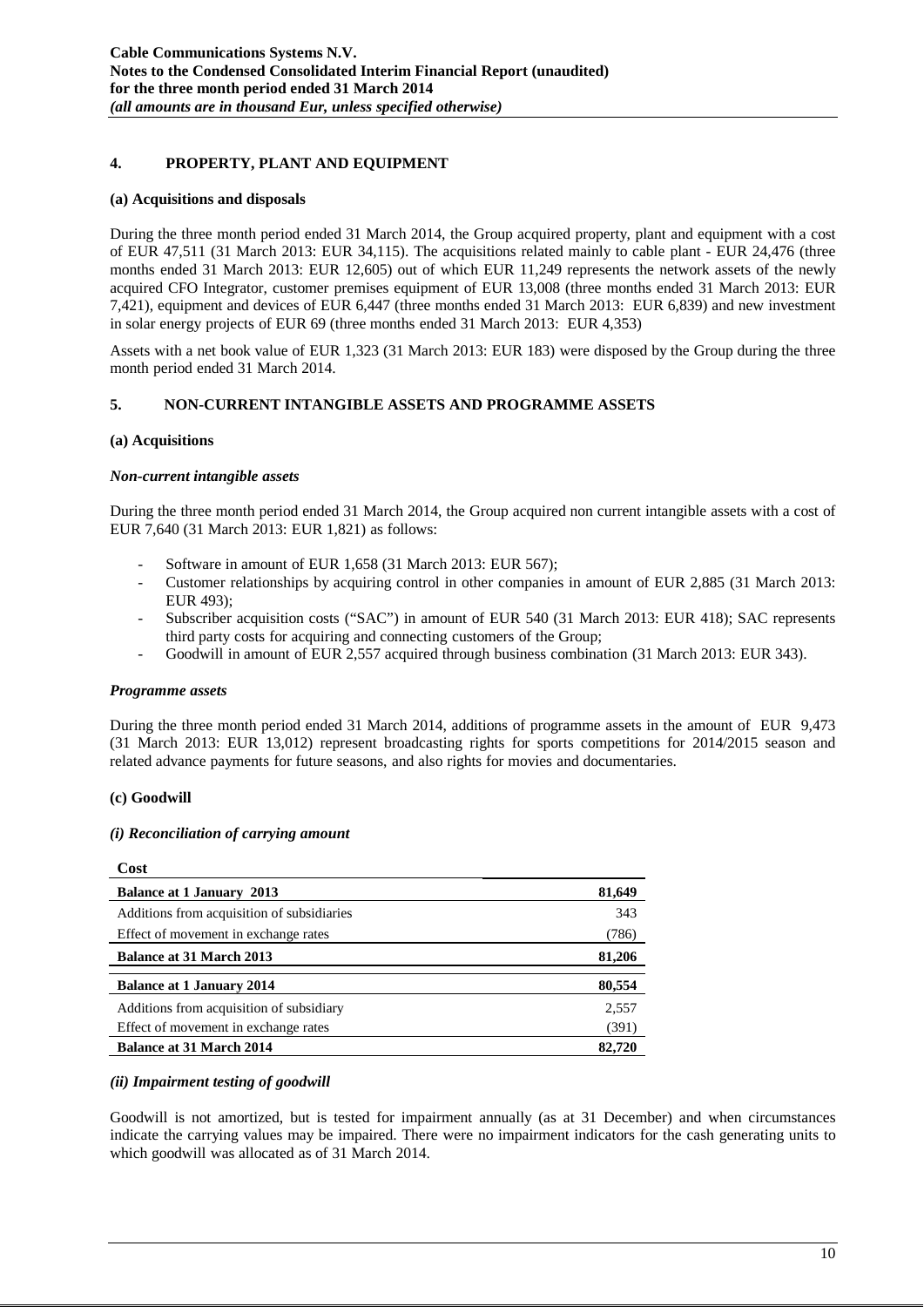## 4. PROPERTY, PLANT AND EQUIPMENT

### (a) Acquisitions and disposals

During the three month period ended 31 March 2014, the Group acquired property, plant and equipment with a cost of EUR 47,511 (31 March 2013: EUR 34,115). The acquisitions related mainly to cable plant - EUR 24,476 (three months ended 31 March 2013: EUR 12,605) out of which EUR 11,249 represents the network assets of the newly acquired CFO Integrator, customer premises equipment of EUR 13,008 (three months ended 31 March 2013: EUR 7,421), equipment and devices of EUR 6,447 (three months ended 31 March 2013: EUR 6,839) and new investment in solar energy projects of EUR 69 (three months ended 31 March 2013: EUR 4,353)

Assets with a net book value of EUR 1,323 (31 March 2013: EUR 183) were disposed by the Group during the three month period ended 31 March 2014.

## 5. NON-CURRENT INTANGIBLE ASSETS AND PROGRAMME ASSETS

### (a) Acquisitions

***Non-current intangible assets***

During the three month period ended 31 March 2014, the Group acquired non current intangible assets with a cost of EUR 7,640 (31 March 2013: EUR 1,821) as follows:

- Software in amount of EUR 1,658 (31 March 2013: EUR 567);
- Customer relationships by acquiring control in other companies in amount of EUR 2,885 (31 March 2013: EUR 493);
- Subscriber acquisition costs ("SAC") in amount of EUR 540 (31 March 2013: EUR 418); SAC represents third party costs for acquiring and connecting customers of the Group;
- Goodwill in amount of EUR 2,557 acquired through business combination (31 March 2013: EUR 343).

***Programme assets***

During the three month period ended 31 March 2014, additions of programme assets in the amount of EUR 9,473 (31 March 2013: EUR 13,012) represent broadcasting rights for sports competitions for 2014/2015 season and related advance payments for future seasons, and also rights for movies and documentaries.

### (c) Goodwill

***(i) Reconciliation of carrying amount***

| Cost | |
|---|---|
| **Balance at 1 January 2013** | **81,649** |
| Additions from acquisition of subsidiaries | 343 |
| Effect of movement in exchange rates | (786) |
| **Balance at 31 March 2013** | **81,206** |
| **Balance at 1 January 2014** | **80,554** |
| Additions from acquisition of subsidiary | 2,557 |
| Effect of movement in exchange rates | (391) |
| **Balance at 31 March 2014** | **82,720** |

***(ii) Impairment testing of goodwill***

Goodwill is not amortized, but is tested for impairment annually (as at 31 December) and when circumstances indicate the carrying values may be impaired. There were no impairment indicators for the cash generating units to which goodwill was allocated as of 31 March 2014.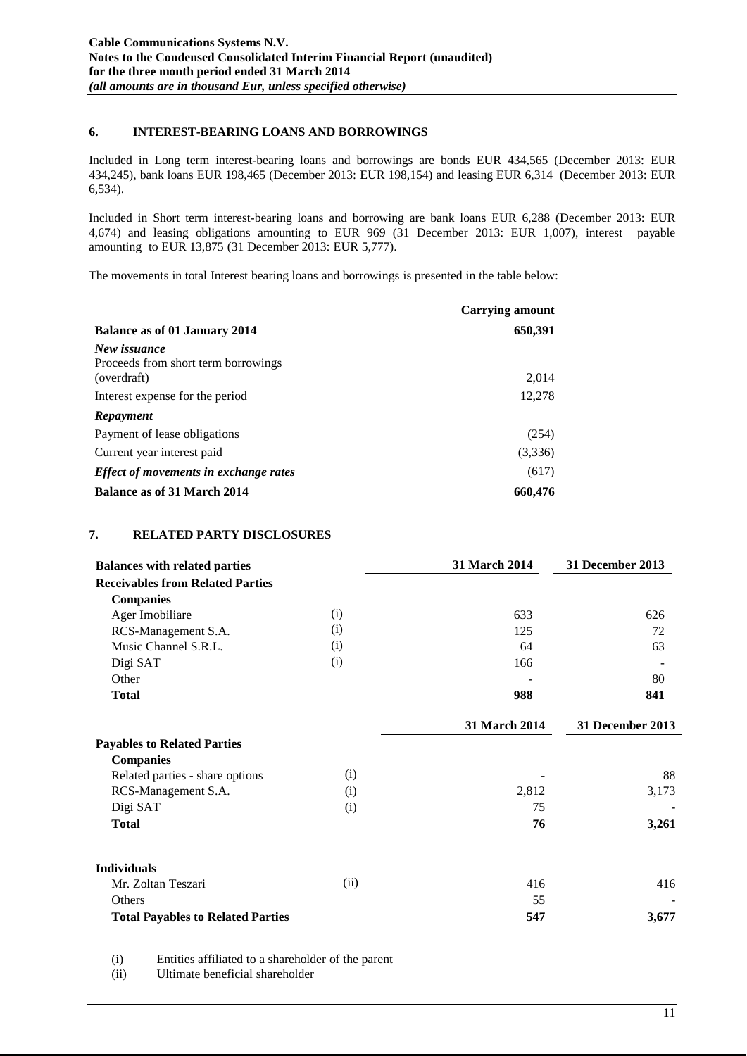## 6. INTEREST-BEARING LOANS AND BORROWINGS

Included in Long term interest-bearing loans and borrowings are bonds EUR 434,565 (December 2013: EUR 434,245), bank loans EUR 198,465 (December 2013: EUR 198,154) and leasing EUR 6,314 (December 2013: EUR 6,534).

Included in Short term interest-bearing loans and borrowing are bank loans EUR 6,288 (December 2013: EUR 4,674) and leasing obligations amounting to EUR 969 (31 December 2013: EUR 1,007), interest payable amounting to EUR 13,875 (31 December 2013: EUR 5,777).

The movements in total Interest bearing loans and borrowings is presented in the table below:

| | Carrying amount |
|---|---|
| **Balance as of 01 January 2014** | **650,391** |
| ***New issuance*** | |
| Proceeds from short term borrowings (overdraft) | 2,014 |
| Interest expense for the period | 12,278 |
| ***Repayment*** | |
| Payment of lease obligations | (254) |
| Current year interest paid | (3,336) |
| ***Effect of movements in exchange rates*** | (617) |
| **Balance as of 31 March 2014** | **660,476** |

## 7. RELATED PARTY DISCLOSURES

| **Balances with related parties** | | **31 March 2014** | **31 December 2013** |
|---|---|---|---|
| **Receivables from Related Parties** | | | |
| **Companies** | | | |
| Ager Imobiliare | (i) | 633 | 626 |
| RCS-Management S.A. | (i) | 125 | 72 |
| Music Channel S.R.L. | (i) | 64 | 63 |
| Digi SAT | (i) | 166 | - |
| Other | | - | 80 |
| **Total** | | **988** | **841** |

| | | **31 March 2014** | **31 December 2013** |
|---|---|---|---|
| **Payables to Related Parties** | | | |
| **Companies** | | | |
| Related parties - share options | (i) | - | 88 |
| RCS-Management S.A. | (i) | 2,812 | 3,173 |
| Digi SAT | (i) | 75 | - |
| **Total** | | **76** | **3,261** |
| | | | |
| **Individuals** | | | |
| Mr. Zoltan Teszari | (ii) | 416 | 416 |
| Others | | 55 | - |
| **Total Payables to Related Parties** | | **547** | **3,677** |

(i) Entities affiliated to a shareholder of the parent
(ii) Ultimate beneficial shareholder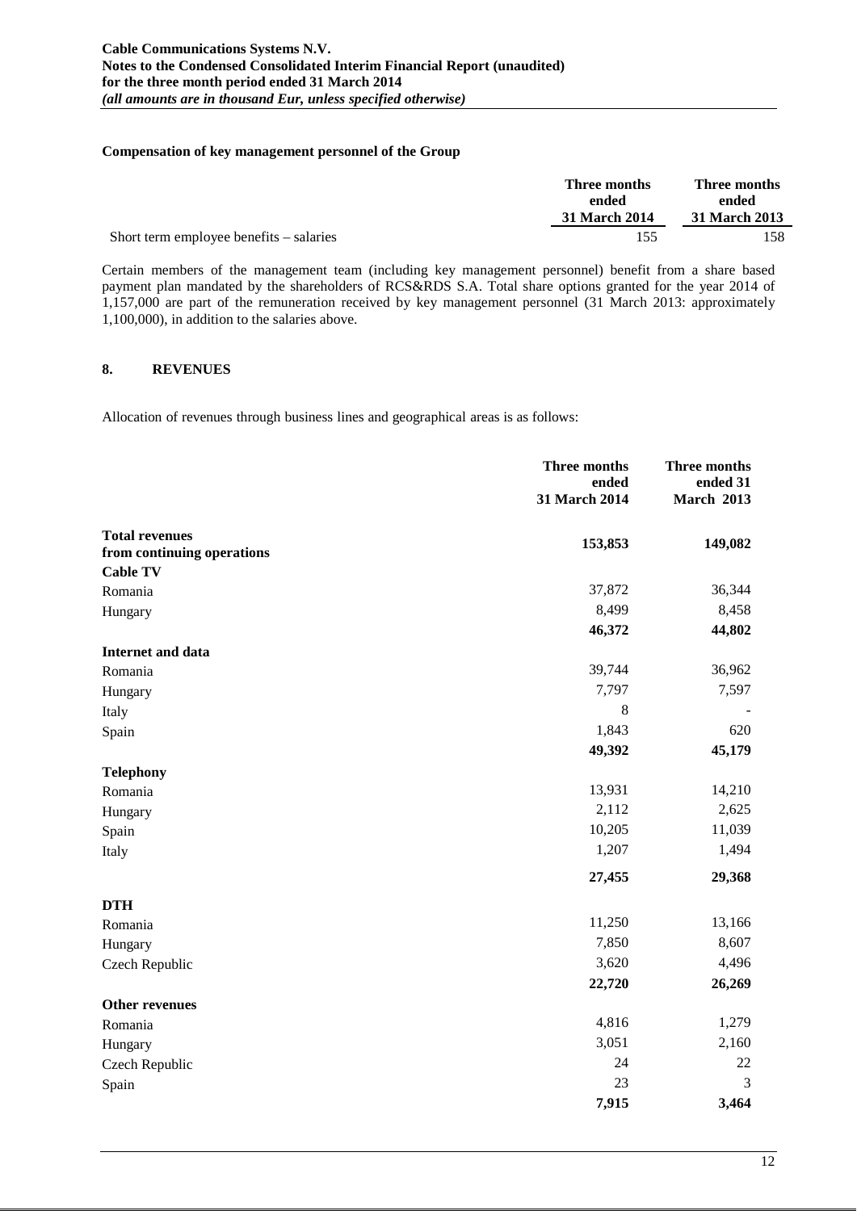### Compensation of key management personnel of the Group

| | Three months ended 31 March 2014 | Three months ended 31 March 2013 |
|---|---|---|
| Short term employee benefits – salaries | 155 | 158 |

Certain members of the management team (including key management personnel) benefit from a share based payment plan mandated by the shareholders of RCS&RDS S.A. Total share options granted for the year 2014 of 1,157,000 are part of the remuneration received by key management personnel (31 March 2013: approximately 1,100,000), in addition to the salaries above.

## 8. REVENUES

Allocation of revenues through business lines and geographical areas is as follows:

| | Three months ended 31 March 2014 | Three months ended 31 March 2013 |
|---|---|---|
| **Total revenues from continuing operations** | **153,853** | **149,082** |
| **Cable TV** | | |
| Romania | 37,872 | 36,344 |
| Hungary | 8,499 | 8,458 |
| | **46,372** | **44,802** |
| **Internet and data** | | |
| Romania | 39,744 | 36,962 |
| Hungary | 7,797 | 7,597 |
| Italy | 8 | - |
| Spain | 1,843 | 620 |
| | **49,392** | **45,179** |
| **Telephony** | | |
| Romania | 13,931 | 14,210 |
| Hungary | 2,112 | 2,625 |
| Spain | 10,205 | 11,039 |
| Italy | 1,207 | 1,494 |
| | **27,455** | **29,368** |
| **DTH** | | |
| Romania | 11,250 | 13,166 |
| Hungary | 7,850 | 8,607 |
| Czech Republic | 3,620 | 4,496 |
| | **22,720** | **26,269** |
| **Other revenues** | | |
| Romania | 4,816 | 1,279 |
| Hungary | 3,051 | 2,160 |
| Czech Republic | 24 | 22 |
| Spain | 23 | 3 |
| | **7,915** | **3,464** |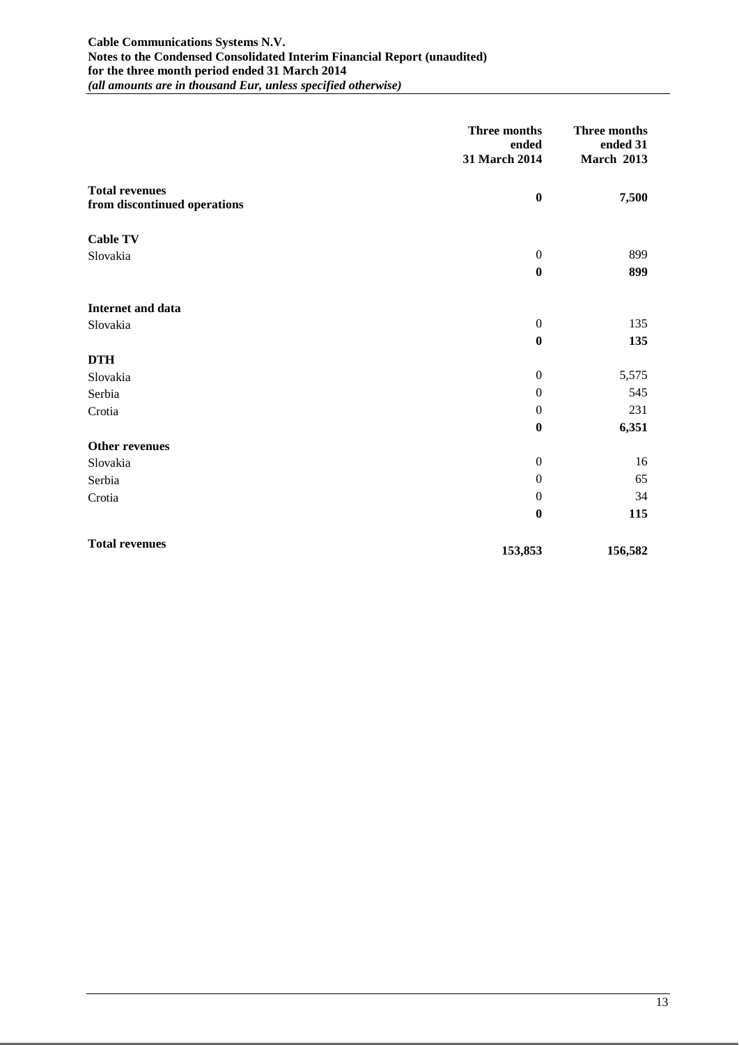| | Three months ended 31 March 2014 | Three months ended 31 March 2013 |
|---|---|---|
| **Total revenues from discontinued operations** | **0** | **7,500** |
| **Cable TV** | | |
| Slovakia | 0 | 899 |
| | **0** | **899** |
| **Internet and data** | | |
| Slovakia | 0 | 135 |
| | **0** | **135** |
| **DTH** | | |
| Slovakia | 0 | 5,575 |
| Serbia | 0 | 545 |
| Crotia | 0 | 231 |
| | **0** | **6,351** |
| **Other revenues** | | |
| Slovakia | 0 | 16 |
| Serbia | 0 | 65 |
| Crotia | 0 | 34 |
| | **0** | **115** |
| **Total revenues** | **153,853** | **156,582** |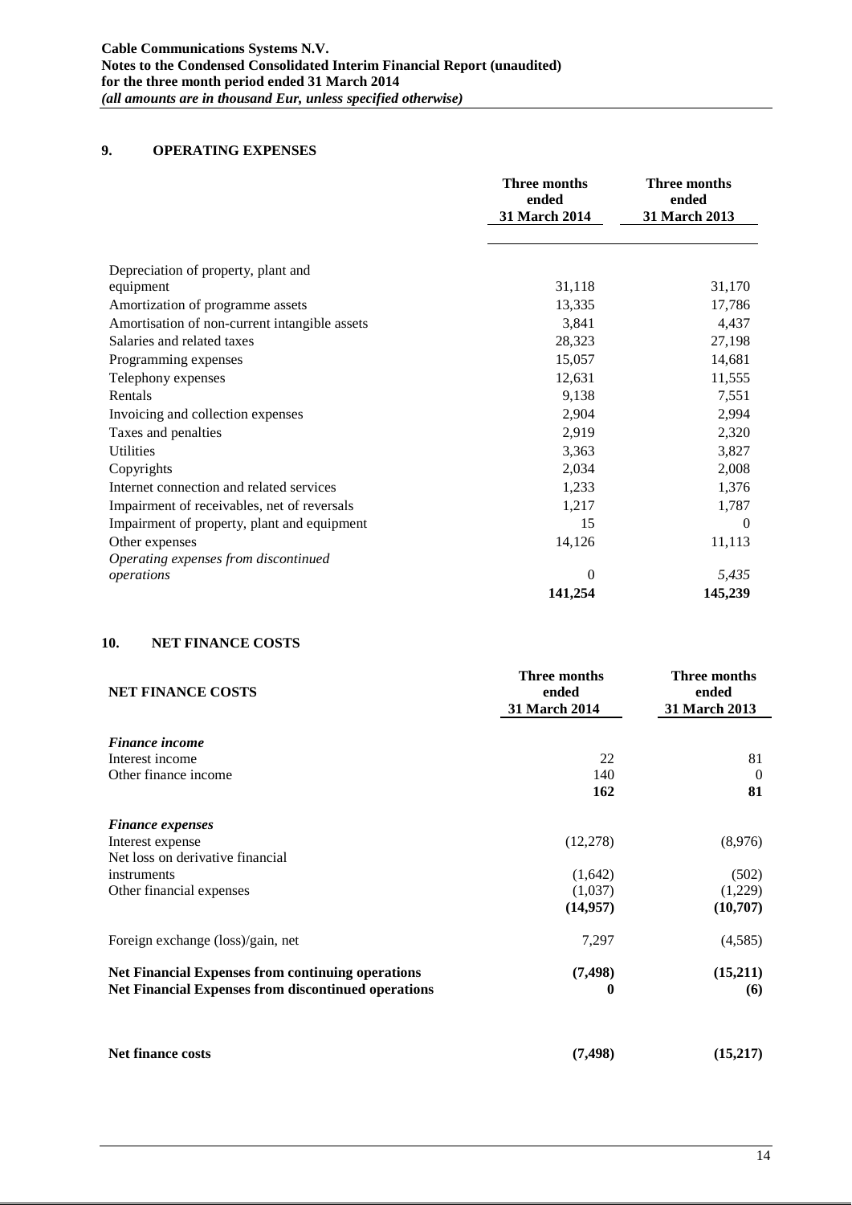## 9. OPERATING EXPENSES

| | Three months ended 31 March 2014 | Three months ended 31 March 2013 |
|---|---|---|
| Depreciation of property, plant and equipment | 31,118 | 31,170 |
| Amortization of programme assets | 13,335 | 17,786 |
| Amortisation of non-current intangible assets | 3,841 | 4,437 |
| Salaries and related taxes | 28,323 | 27,198 |
| Programming expenses | 15,057 | 14,681 |
| Telephony expenses | 12,631 | 11,555 |
| Rentals | 9,138 | 7,551 |
| Invoicing and collection expenses | 2,904 | 2,994 |
| Taxes and penalties | 2,919 | 2,320 |
| Utilities | 3,363 | 3,827 |
| Copyrights | 2,034 | 2,008 |
| Internet connection and related services | 1,233 | 1,376 |
| Impairment of receivables, net of reversals | 1,217 | 1,787 |
| Impairment of property, plant and equipment | 15 | 0 |
| Other expenses | 14,126 | 11,113 |
| *Operating expenses from discontinued operations* | 0 | *5,435* |
| | **141,254** | **145,239** |

## 10. NET FINANCE COSTS

| **NET FINANCE COSTS** | Three months ended 31 March 2014 | Three months ended 31 March 2013 |
|---|---|---|
| ***Finance income*** | | |
| Interest income | 22 | 81 |
| Other finance income | 140 | 0 |
| | **162** | **81** |
| ***Finance expenses*** | | |
| Interest expense | (12,278) | (8,976) |
| Net loss on derivative financial instruments | (1,642) | (502) |
| Other financial expenses | (1,037) | (1,229) |
| | **(14,957)** | **(10,707)** |
| Foreign exchange (loss)/gain, net | 7,297 | (4,585) |
| **Net Financial Expenses from continuing operations** | **(7,498)** | **(15,211)** |
| **Net Financial Expenses from discontinued operations** | **0** | **(6)** |
| **Net finance costs** | **(7,498)** | **(15,217)** |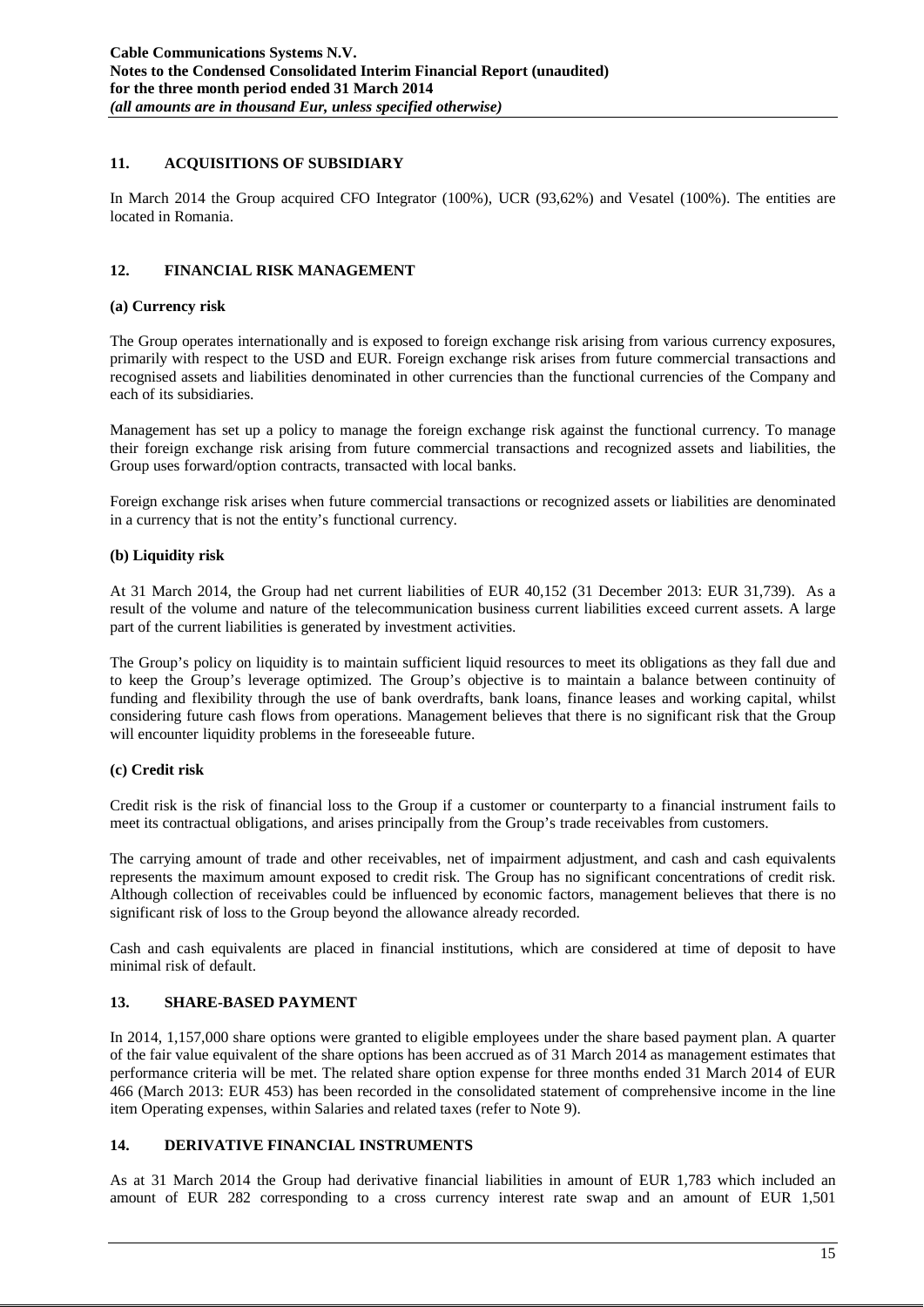## 11. ACQUISITIONS OF SUBSIDIARY

In March 2014 the Group acquired CFO Integrator (100%), UCR (93,62%) and Vesatel (100%). The entities are located in Romania.

## 12. FINANCIAL RISK MANAGEMENT

### (a) Currency risk

The Group operates internationally and is exposed to foreign exchange risk arising from various currency exposures, primarily with respect to the USD and EUR. Foreign exchange risk arises from future commercial transactions and recognised assets and liabilities denominated in other currencies than the functional currencies of the Company and each of its subsidiaries.

Management has set up a policy to manage the foreign exchange risk against the functional currency. To manage their foreign exchange risk arising from future commercial transactions and recognized assets and liabilities, the Group uses forward/option contracts, transacted with local banks.

Foreign exchange risk arises when future commercial transactions or recognized assets or liabilities are denominated in a currency that is not the entity's functional currency.

### (b) Liquidity risk

At 31 March 2014, the Group had net current liabilities of EUR 40,152 (31 December 2013: EUR 31,739). As a result of the volume and nature of the telecommunication business current liabilities exceed current assets. A large part of the current liabilities is generated by investment activities.

The Group's policy on liquidity is to maintain sufficient liquid resources to meet its obligations as they fall due and to keep the Group's leverage optimized. The Group's objective is to maintain a balance between continuity of funding and flexibility through the use of bank overdrafts, bank loans, finance leases and working capital, whilst considering future cash flows from operations. Management believes that there is no significant risk that the Group will encounter liquidity problems in the foreseeable future.

### (c) Credit risk

Credit risk is the risk of financial loss to the Group if a customer or counterparty to a financial instrument fails to meet its contractual obligations, and arises principally from the Group's trade receivables from customers.

The carrying amount of trade and other receivables, net of impairment adjustment, and cash and cash equivalents represents the maximum amount exposed to credit risk. The Group has no significant concentrations of credit risk. Although collection of receivables could be influenced by economic factors, management believes that there is no significant risk of loss to the Group beyond the allowance already recorded.

Cash and cash equivalents are placed in financial institutions, which are considered at time of deposit to have minimal risk of default.

## 13. SHARE-BASED PAYMENT

In 2014, 1,157,000 share options were granted to eligible employees under the share based payment plan. A quarter of the fair value equivalent of the share options has been accrued as of 31 March 2014 as management estimates that performance criteria will be met. The related share option expense for three months ended 31 March 2014 of EUR 466 (March 2013: EUR 453) has been recorded in the consolidated statement of comprehensive income in the line item Operating expenses, within Salaries and related taxes (refer to Note 9).

## 14. DERIVATIVE FINANCIAL INSTRUMENTS

As at 31 March 2014 the Group had derivative financial liabilities in amount of EUR 1,783 which included an amount of EUR 282 corresponding to a cross currency interest rate swap and an amount of EUR 1,501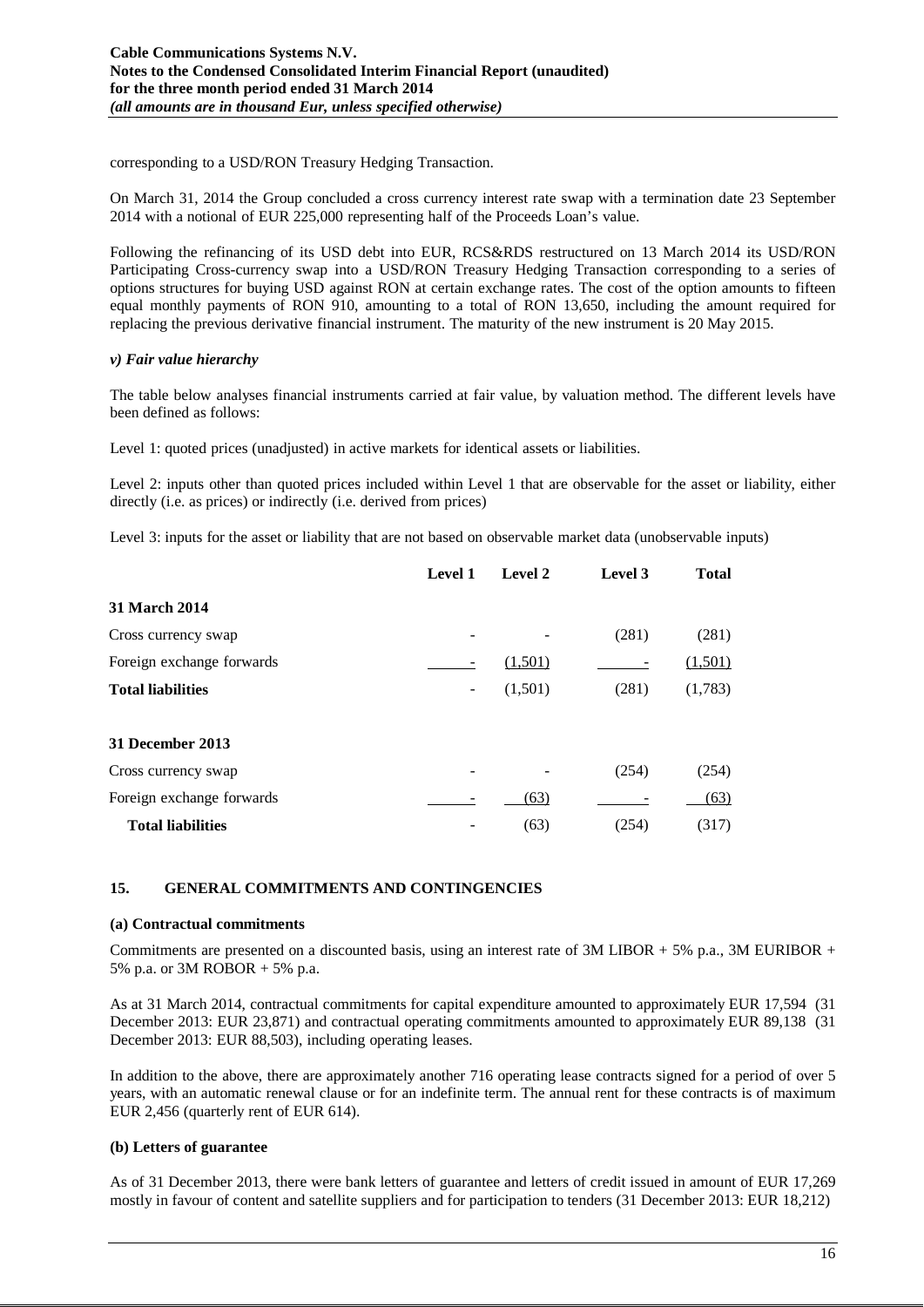corresponding to a USD/RON Treasury Hedging Transaction.

On March 31, 2014 the Group concluded a cross currency interest rate swap with a termination date 23 September 2014 with a notional of EUR 225,000 representing half of the Proceeds Loan's value.

Following the refinancing of its USD debt into EUR, RCS&RDS restructured on 13 March 2014 its USD/RON Participating Cross-currency swap into a USD/RON Treasury Hedging Transaction corresponding to a series of options structures for buying USD against RON at certain exchange rates. The cost of the option amounts to fifteen equal monthly payments of RON 910, amounting to a total of RON 13,650, including the amount required for replacing the previous derivative financial instrument. The maturity of the new instrument is 20 May 2015.

### *v) Fair value hierarchy*

The table below analyses financial instruments carried at fair value, by valuation method. The different levels have been defined as follows:

Level 1: quoted prices (unadjusted) in active markets for identical assets or liabilities.

Level 2: inputs other than quoted prices included within Level 1 that are observable for the asset or liability, either directly (i.e. as prices) or indirectly (i.e. derived from prices)

Level 3: inputs for the asset or liability that are not based on observable market data (unobservable inputs)

| | Level 1 | Level 2 | Level 3 | Total |
|---|---|---|---|---|
| **31 March 2014** | | | | |
| Cross currency swap | - | - | (281) | (281) |
| Foreign exchange forwards | - | (1,501) | - | (1,501) |
| **Total liabilities** | - | (1,501) | (281) | (1,783) |
| **31 December 2013** | | | | |
| Cross currency swap | - | - | (254) | (254) |
| Foreign exchange forwards | - | (63) | - | (63) |
| **Total liabilities** | - | (63) | (254) | (317) |

## 15. GENERAL COMMITMENTS AND CONTINGENCIES

### (a) Contractual commitments

Commitments are presented on a discounted basis, using an interest rate of 3M LIBOR + 5% p.a., 3M EURIBOR + 5% p.a. or 3M ROBOR + 5% p.a.

As at 31 March 2014, contractual commitments for capital expenditure amounted to approximately EUR 17,594 (31 December 2013: EUR 23,871) and contractual operating commitments amounted to approximately EUR 89,138 (31 December 2013: EUR 88,503), including operating leases.

In addition to the above, there are approximately another 716 operating lease contracts signed for a period of over 5 years, with an automatic renewal clause or for an indefinite term. The annual rent for these contracts is of maximum EUR 2,456 (quarterly rent of EUR 614).

### (b) Letters of guarantee

As of 31 December 2013, there were bank letters of guarantee and letters of credit issued in amount of EUR 17,269 mostly in favour of content and satellite suppliers and for participation to tenders (31 December 2013: EUR 18,212)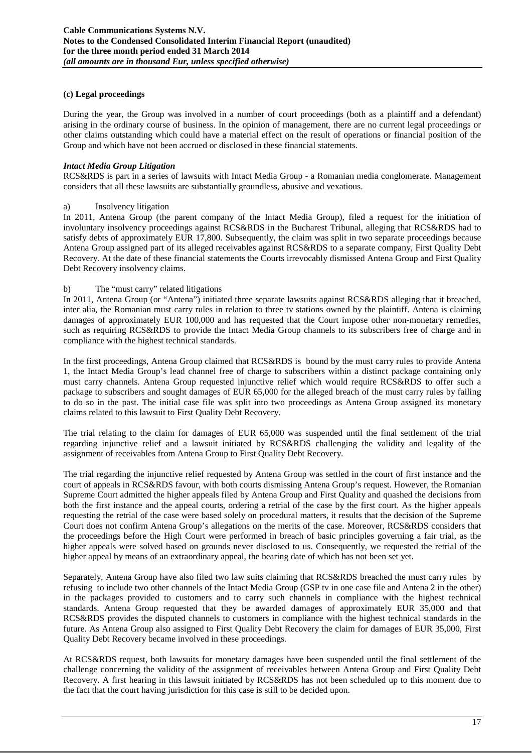### (c) Legal proceedings

During the year, the Group was involved in a number of court proceedings (both as a plaintiff and a defendant) arising in the ordinary course of business. In the opinion of management, there are no current legal proceedings or other claims outstanding which could have a material effect on the result of operations or financial position of the Group and which have not been accrued or disclosed in these financial statements.

#### *Intact Media Group Litigation*

RCS&RDS is part in a series of lawsuits with Intact Media Group - a Romanian media conglomerate. Management considers that all these lawsuits are substantially groundless, abusive and vexatious.

a) Insolvency litigation

In 2011, Antena Group (the parent company of the Intact Media Group), filed a request for the initiation of involuntary insolvency proceedings against RCS&RDS in the Bucharest Tribunal, alleging that RCS&RDS had to satisfy debts of approximately EUR 17,800. Subsequently, the claim was split in two separate proceedings because Antena Group assigned part of its alleged receivables against RCS&RDS to a separate company, First Quality Debt Recovery. At the date of these financial statements the Courts irrevocably dismissed Antena Group and First Quality Debt Recovery insolvency claims.

b) The "must carry" related litigations

In 2011, Antena Group (or "Antena") initiated three separate lawsuits against RCS&RDS alleging that it breached, inter alia, the Romanian must carry rules in relation to three tv stations owned by the plaintiff. Antena is claiming damages of approximately EUR 100,000 and has requested that the Court impose other non-monetary remedies, such as requiring RCS&RDS to provide the Intact Media Group channels to its subscribers free of charge and in compliance with the highest technical standards.

In the first proceedings, Antena Group claimed that RCS&RDS is bound by the must carry rules to provide Antena 1, the Intact Media Group's lead channel free of charge to subscribers within a distinct package containing only must carry channels. Antena Group requested injunctive relief which would require RCS&RDS to offer such a package to subscribers and sought damages of EUR 65,000 for the alleged breach of the must carry rules by failing to do so in the past. The initial case file was split into two proceedings as Antena Group assigned its monetary claims related to this lawsuit to First Quality Debt Recovery.

The trial relating to the claim for damages of EUR 65,000 was suspended until the final settlement of the trial regarding injunctive relief and a lawsuit initiated by RCS&RDS challenging the validity and legality of the assignment of receivables from Antena Group to First Quality Debt Recovery.

The trial regarding the injunctive relief requested by Antena Group was settled in the court of first instance and the court of appeals in RCS&RDS favour, with both courts dismissing Antena Group's request. However, the Romanian Supreme Court admitted the higher appeals filed by Antena Group and First Quality and quashed the decisions from both the first instance and the appeal courts, ordering a retrial of the case by the first court. As the higher appeals requesting the retrial of the case were based solely on procedural matters, it results that the decision of the Supreme Court does not confirm Antena Group's allegations on the merits of the case. Moreover, RCS&RDS considers that the proceedings before the High Court were performed in breach of basic principles governing a fair trial, as the higher appeals were solved based on grounds never disclosed to us. Consequently, we requested the retrial of the higher appeal by means of an extraordinary appeal, the hearing date of which has not been set yet.

Separately, Antena Group have also filed two law suits claiming that RCS&RDS breached the must carry rules by refusing to include two other channels of the Intact Media Group (GSP tv in one case file and Antena 2 in the other) in the packages provided to customers and to carry such channels in compliance with the highest technical standards. Antena Group requested that they be awarded damages of approximately EUR 35,000 and that RCS&RDS provides the disputed channels to customers in compliance with the highest technical standards in the future. As Antena Group also assigned to First Quality Debt Recovery the claim for damages of EUR 35,000, First Quality Debt Recovery became involved in these proceedings.

At RCS&RDS request, both lawsuits for monetary damages have been suspended until the final settlement of the challenge concerning the validity of the assignment of receivables between Antena Group and First Quality Debt Recovery. A first hearing in this lawsuit initiated by RCS&RDS has not been scheduled up to this moment due to the fact that the court having jurisdiction for this case is still to be decided upon.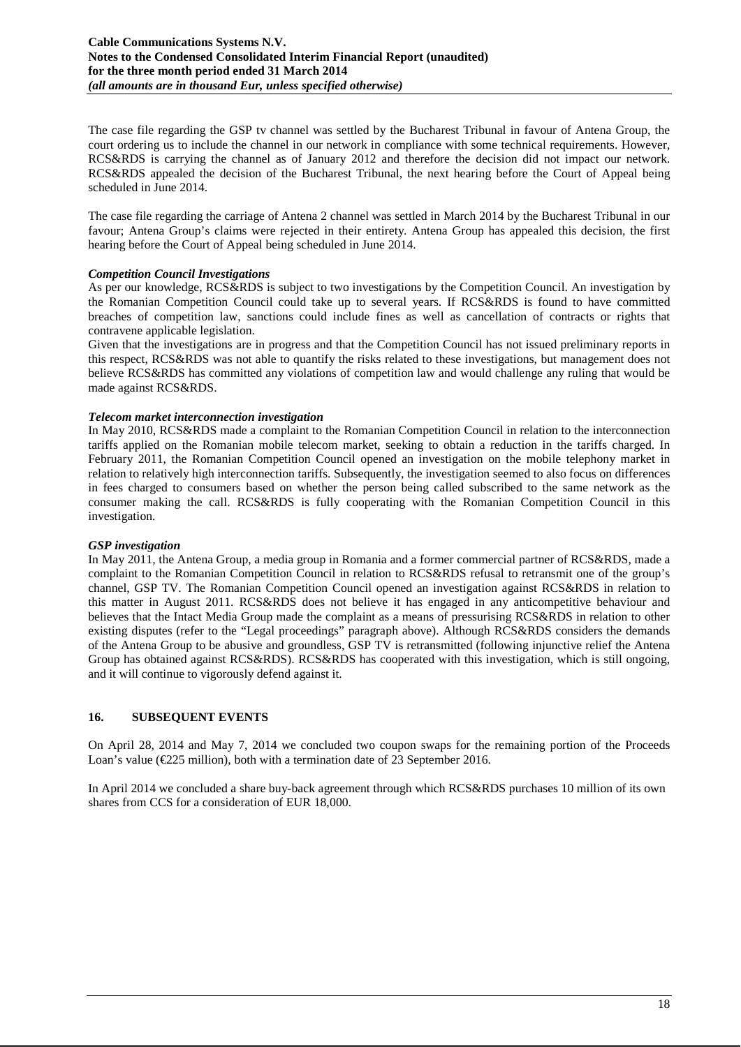The case file regarding the GSP tv channel was settled by the Bucharest Tribunal in favour of Antena Group, the court ordering us to include the channel in our network in compliance with some technical requirements. However, RCS&RDS is carrying the channel as of January 2012 and therefore the decision did not impact our network. RCS&RDS appealed the decision of the Bucharest Tribunal, the next hearing before the Court of Appeal being scheduled in June 2014.

The case file regarding the carriage of Antena 2 channel was settled in March 2014 by the Bucharest Tribunal in our favour; Antena Group's claims were rejected in their entirety. Antena Group has appealed this decision, the first hearing before the Court of Appeal being scheduled in June 2014.

***Competition Council Investigations***

As per our knowledge, RCS&RDS is subject to two investigations by the Competition Council. An investigation by the Romanian Competition Council could take up to several years. If RCS&RDS is found to have committed breaches of competition law, sanctions could include fines as well as cancellation of contracts or rights that contravene applicable legislation.

Given that the investigations are in progress and that the Competition Council has not issued preliminary reports in this respect, RCS&RDS was not able to quantify the risks related to these investigations, but management does not believe RCS&RDS has committed any violations of competition law and would challenge any ruling that would be made against RCS&RDS.

***Telecom market interconnection investigation***

In May 2010, RCS&RDS made a complaint to the Romanian Competition Council in relation to the interconnection tariffs applied on the Romanian mobile telecom market, seeking to obtain a reduction in the tariffs charged. In February 2011, the Romanian Competition Council opened an investigation on the mobile telephony market in relation to relatively high interconnection tariffs. Subsequently, the investigation seemed to also focus on differences in fees charged to consumers based on whether the person being called subscribed to the same network as the consumer making the call. RCS&RDS is fully cooperating with the Romanian Competition Council in this investigation.

***GSP investigation***

In May 2011, the Antena Group, a media group in Romania and a former commercial partner of RCS&RDS, made a complaint to the Romanian Competition Council in relation to RCS&RDS refusal to retransmit one of the group's channel, GSP TV. The Romanian Competition Council opened an investigation against RCS&RDS in relation to this matter in August 2011. RCS&RDS does not believe it has engaged in any anticompetitive behaviour and believes that the Intact Media Group made the complaint as a means of pressurising RCS&RDS in relation to other existing disputes (refer to the "Legal proceedings" paragraph above). Although RCS&RDS considers the demands of the Antena Group to be abusive and groundless, GSP TV is retransmitted (following injunctive relief the Antena Group has obtained against RCS&RDS). RCS&RDS has cooperated with this investigation, which is still ongoing, and it will continue to vigorously defend against it.

## 16. SUBSEQUENT EVENTS

On April 28, 2014 and May 7, 2014 we concluded two coupon swaps for the remaining portion of the Proceeds Loan's value (€225 million), both with a termination date of 23 September 2016.

In April 2014 we concluded a share buy-back agreement through which RCS&RDS purchases 10 million of its own shares from CCS for a consideration of EUR 18,000.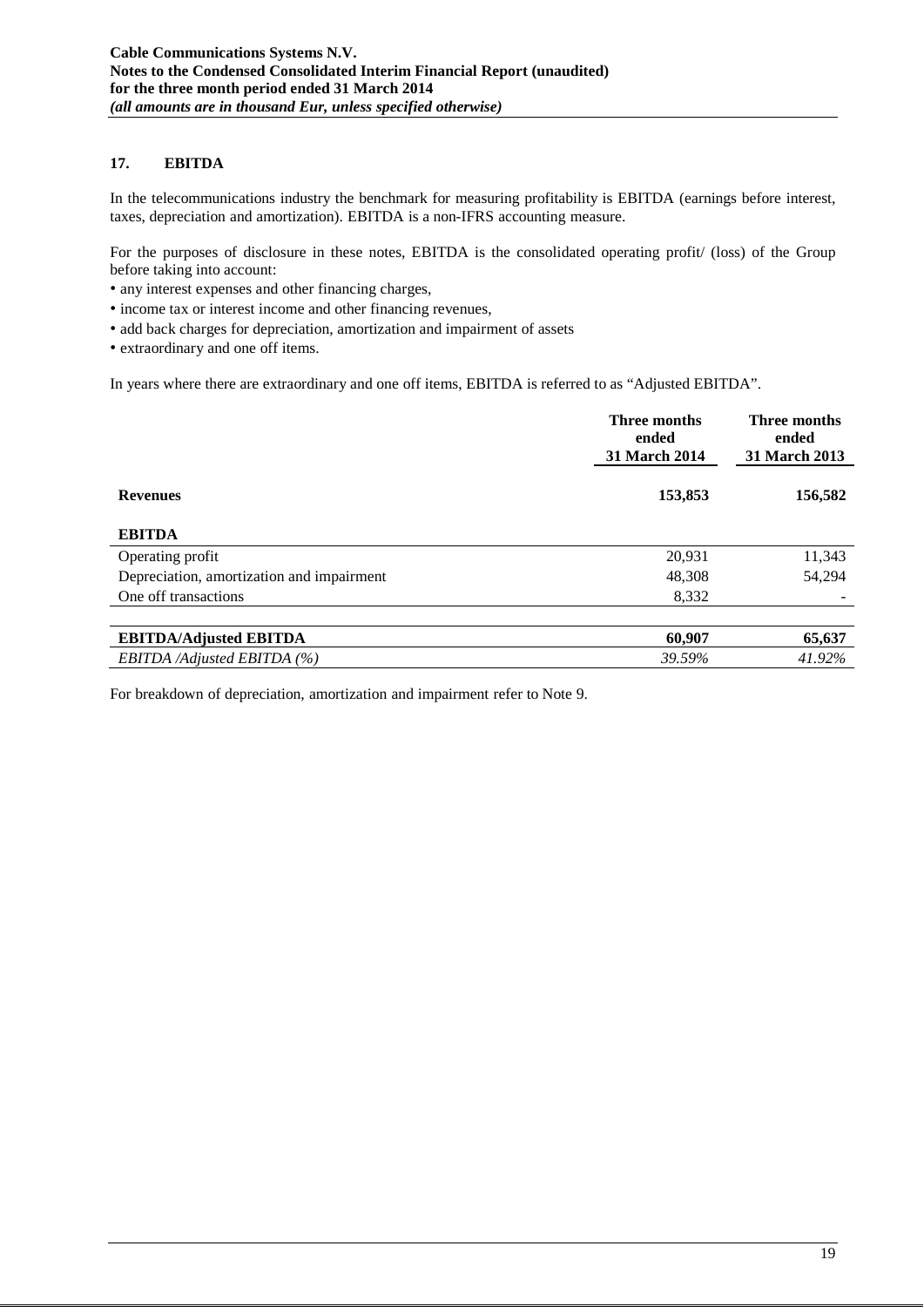## 17. EBITDA

In the telecommunications industry the benchmark for measuring profitability is EBITDA (earnings before interest, taxes, depreciation and amortization). EBITDA is a non-IFRS accounting measure.

For the purposes of disclosure in these notes, EBITDA is the consolidated operating profit/ (loss) of the Group before taking into account:

- any interest expenses and other financing charges,
- income tax or interest income and other financing revenues,
- add back charges for depreciation, amortization and impairment of assets
- extraordinary and one off items.

In years where there are extraordinary and one off items, EBITDA is referred to as "Adjusted EBITDA".

| | Three months ended 31 March 2014 | Three months ended 31 March 2013 |
|---|---|---|
| **Revenues** | **153,853** | **156,582** |
| **EBITDA** | | |
| Operating profit | 20,931 | 11,343 |
| Depreciation, amortization and impairment | 48,308 | 54,294 |
| One off transactions | 8,332 | - |
| **EBITDA/Adjusted EBITDA** | **60,907** | **65,637** |
| *EBITDA /Adjusted EBITDA (%)* | *39.59%* | *41.92%* |

For breakdown of depreciation, amortization and impairment refer to Note 9.